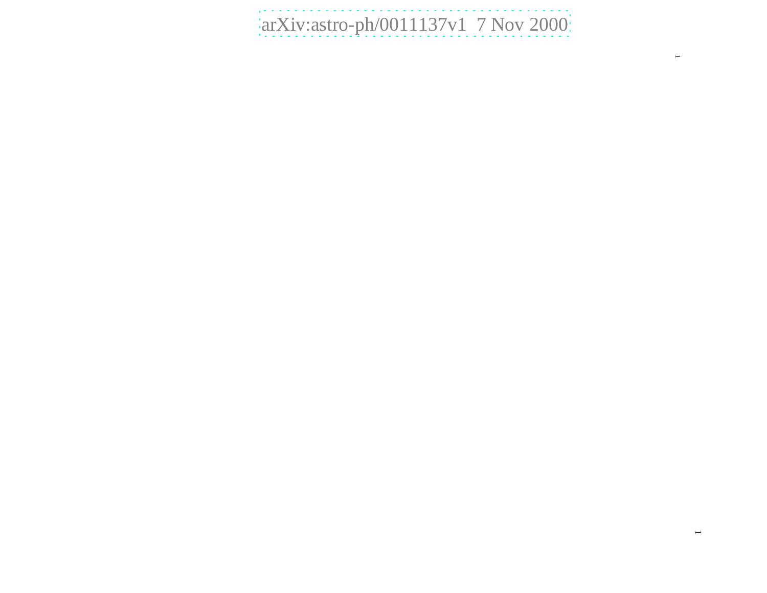arXiv:astro-ph/0011137v1 7 Nov 2000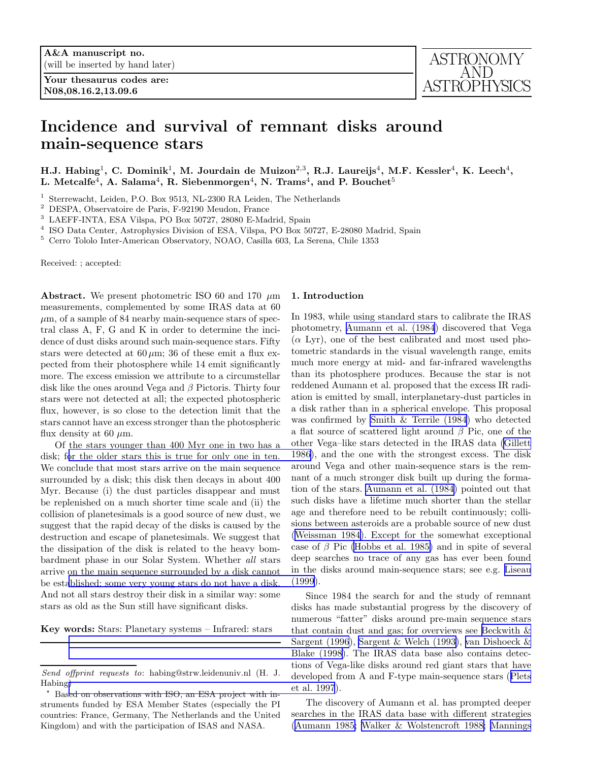A&A manuscript no.
(will be inserted by hand later)

Your thesaurus codes are:
N08,08.16.2,13.09.6

ASTRONOMY AND ASTROPHYSICS

# Incidence and survival of remnant disks around main-sequence stars

**H.J. Habing[1], C. Dominik[1], M. Jourdain de Muizon[2,3], R.J. Laureijs[4], M.F. Kessler[4], K. Leech[4], L. Metcalfe[4], A. Salama[4], R. Siebenmorgen[4], N. Trams[4], and P. Bouchet[5]**

[1] Sterrewacht, Leiden, P.O. Box 9513, NL-2300 RA Leiden, The Netherlands
[2] DESPA, Observatoire de Paris, F-92190 Meudon, France
[3] LAEFF-INTA, ESA Vilspa, PO Box 50727, 28080 E-Madrid, Spain
[4] ISO Data Center, Astrophysics Division of ESA, Vilspa, PO Box 50727, E-28080 Madrid, Spain
[5] Cerro Tololo Inter-American Observatory, NOAO, Casilla 603, La Serena, Chile 1353

Received: ; accepted:

**Abstract.** We present photometric ISO 60 and 170 $\mu$m measurements, complemented by some IRAS data at 60 $\mu$m, of a sample of 84 nearby main-sequence stars of spectral class A, F, G and K in order to determine the incidence of dust disks around such main-sequence stars. Fifty stars were detected at 60 $\mu$m; 36 of these emit a flux expected from their photosphere while 14 emit significantly more. The excess emission we attribute to a circumstellar disk like the ones around Vega and $\beta$ Pictoris. Thirty four stars were not detected at all; the expected photospheric flux, however, is so close to the detection limit that the stars cannot have an excess stronger than the photospheric flux density at 60 $\mu$m.

Of the stars younger than 400 Myr one in two has a disk; for the older stars this is true for only one in ten. We conclude that most stars arrive on the main sequence surrounded by a disk; this disk then decays in about 400 Myr. Because (i) the dust particles disappear and must be replenished on a much shorter time scale and (ii) the collision of planetesimals is a good source of new dust, we suggest that the rapid decay of the disks is caused by the destruction and escape of planetesimals. We suggest that the dissipation of the disk is related to the heavy bombardment phase in our Solar System. Whether *all* stars arrive on the main sequence surrounded by a disk cannot be established: some very young stars do not have a disk. And not all stars destroy their disk in a similar way: some stars as old as the Sun still have significant disks.

**Key words:** Stars: Planetary systems – Infrared: stars

*Send offprint requests to*: habing@strw.leidenuniv.nl (H. J. Habing)

* Based on observations with ISO, an ESA project with instruments funded by ESA Member States (especially the PI countries: France, Germany, The Netherlands and the United Kingdom) and with the participation of ISAS and NASA.

## 1. Introduction

In 1983, while using standard stars to calibrate the IRAS photometry, Aumann et al. (1984) discovered that Vega ($\alpha$ Lyr), one of the best calibrated and most used photometric standards in the visual wavelength range, emits much more energy at mid- and far-infrared wavelengths than its photosphere produces. Because the star is not reddened Aumann et al. proposed that the excess IR radiation is emitted by small, interplanetary-dust particles in a disk rather than in a spherical envelope. This proposal was confirmed by Smith & Terrile (1984) who detected a flat source of scattered light around $\beta$ Pic, one of the other Vega–like stars detected in the IRAS data (Gillett 1986), and the one with the strongest excess. The disk around Vega and other main-sequence stars is the remnant of a much stronger disk built up during the formation of the stars. Aumann et al. (1984) pointed out that such disks have a lifetime much shorter than the stellar age and therefore need to be rebuilt continuously; collisions between asteroids are a probable source of new dust (Weissman 1984). Except for the somewhat exceptional case of $\beta$ Pic (Hobbs et al. 1985) and in spite of several deep searches no trace of any gas has ever been found in the disks around main-sequence stars; see e.g. Liseau (1999).

Since 1984 the search for and the study of remnant disks has made substantial progress by the discovery of numerous "fatter" disks around pre-main sequence stars that contain dust and gas; for overviews see Beckwith & Sargent (1996), Sargent & Welch (1993), van Dishoeck & Blake (1998). The IRAS data base also contains detections of Vega-like disks around red giant stars that have developed from A and F-type main-sequence stars (Plets et al. 1997).

The discovery of Aumann et al. has prompted deeper searches in the IRAS data base with different strategies (Aumann 1985; Walker & Wolstencroft 1988; Mannings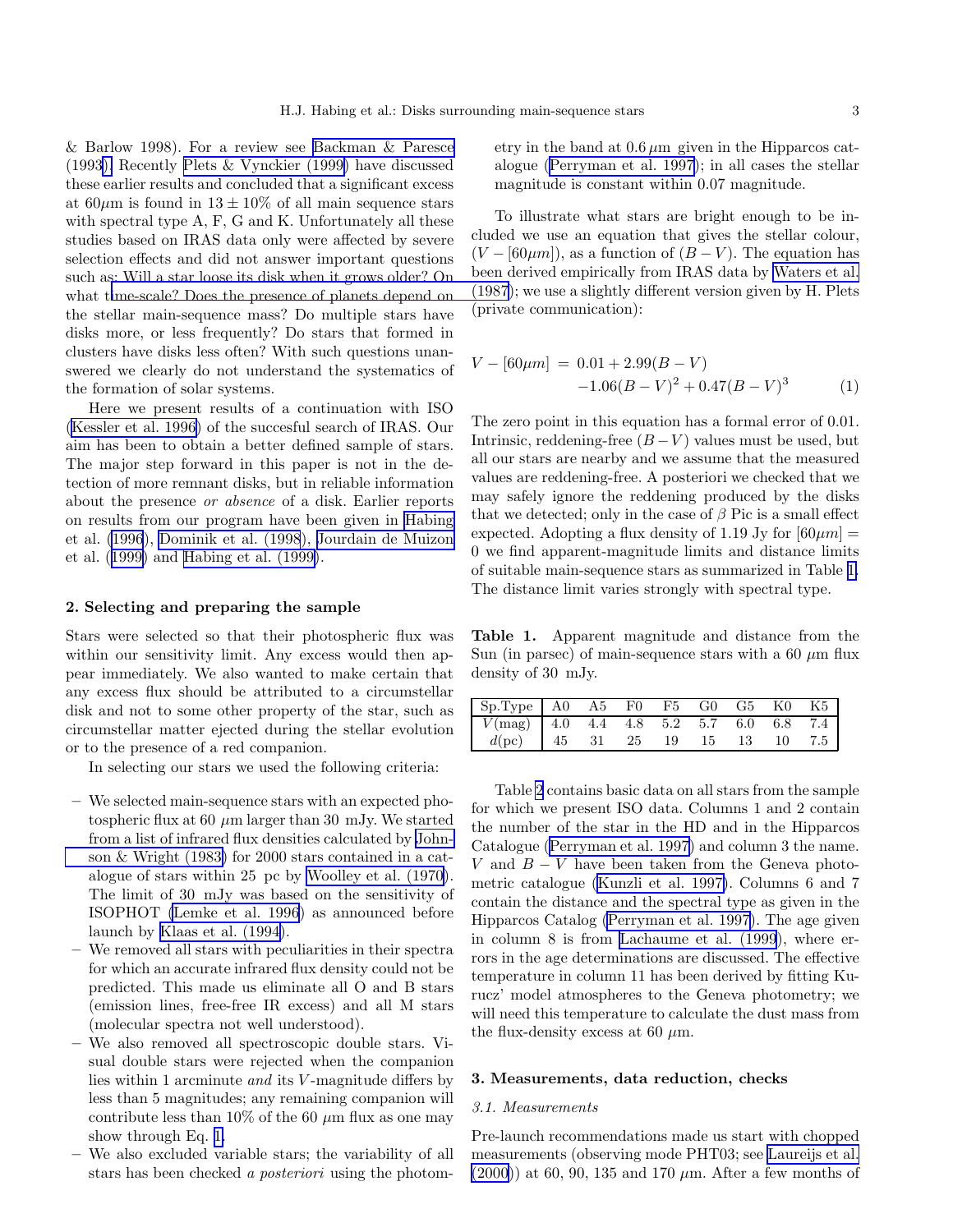& Barlow 1998). For a review see Backman & Paresce (1993). Recently Plets & Vynckier (1999) have discussed these earlier results and concluded that a significant excess at $60\mu$m is found in $13 \pm 10$% of all main sequence stars with spectral type A, F, G and K. Unfortunately all these studies based on IRAS data only were affected by severe selection effects and did not answer important questions such as: Will a star loose its disk when it grows older? On what time-scale? Does the presence of planets depend on the stellar main-sequence mass? Do multiple stars have disks more, or less frequently? Do stars that formed in clusters have disks less often? With such questions unanswered we clearly do not understand the systematics of the formation of solar systems.

Here we present results of a continuation with ISO (Kessler et al. 1996) of the succesful search of IRAS. Our aim has been to obtain a better defined sample of stars. The major step forward in this paper is not in the detection of more remnant disks, but in reliable information about the presence *or absence* of a disk. Earlier reports on results from our program have been given in Habing et al. (1996), Dominik et al. (1998), Jourdain de Muizon et al. (1999) and Habing et al. (1999).

## 2. Selecting and preparing the sample

Stars were selected so that their photospheric flux was within our sensitivity limit. Any excess would then appear immediately. We also wanted to make certain that any excess flux should be attributed to a circumstellar disk and not to some other property of the star, such as circumstellar matter ejected during the stellar evolution or to the presence of a red companion.

In selecting our stars we used the following criteria:

- We selected main-sequence stars with an expected photospheric flux at 60 $\mu$m larger than 30 mJy. We started from a list of infrared flux densities calculated by Johnson & Wright (1983) for 2000 stars contained in a catalogue of stars within 25 pc by Woolley et al. (1970). The limit of 30 mJy was based on the sensitivity of ISOPHOT (Lemke et al. 1996) as announced before launch by Klaas et al. (1994).
- We removed all stars with peculiarities in their spectra for which an accurate infrared flux density could not be predicted. This made us eliminate all O and B stars (emission lines, free-free IR excess) and all M stars (molecular spectra not well understood).
- We also removed all spectroscopic double stars. Visual double stars were rejected when the companion lies within 1 arcminute *and* its $V$-magnitude differs by less than 5 magnitudes; any remaining companion will contribute less than 10% of the 60 $\mu$m flux as one may show through Eq. 1.
- We also excluded variable stars; the variability of all stars has been checked *a posteriori* using the photometry in the band at 0.6 $\mu$m given in the Hipparcos catalogue (Perryman et al. 1997); in all cases the stellar magnitude is constant within 0.07 magnitude.

To illustrate what stars are bright enough to be included we use an equation that gives the stellar colour, $(V - [60\mu m])$, as a function of $(B - V)$. The equation has been derived empirically from IRAS data by Waters et al. (1987); we use a slightly different version given by H. Plets (private communication):

$$V - [60\mu m] = 0.01 + 2.99(B - V) - 1.06(B - V)^2 + 0.47(B - V)^3 \qquad (1)$$

The zero point in this equation has a formal error of 0.01. Intrinsic, reddening-free $(B - V)$ values must be used, but all our stars are nearby and we assume that the measured values are reddening-free. A posteriori we checked that we may safely ignore the reddening produced by the disks that we detected; only in the case of $\beta$ Pic is a small effect expected. Adopting a flux density of 1.19 Jy for $[60\mu m] = 0$ we find apparent-magnitude limits and distance limits of suitable main-sequence stars as summarized in Table 1. The distance limit varies strongly with spectral type.

**Table 1.** Apparent magnitude and distance from the Sun (in parsec) of main-sequence stars with a 60 $\mu$m flux density of 30 mJy.

| Sp.Type | A0 | A5 | F0 | F5 | G0 | G5 | K0 | K5 |
|---|---|---|---|---|---|---|---|---|
| $V$(mag) | 4.0 | 4.4 | 4.8 | 5.2 | 5.7 | 6.0 | 6.8 | 7.4 |
| $d$(pc) | 45 | 31 | 25 | 19 | 15 | 13 | 10 | 7.5 |

Table 2 contains basic data on all stars from the sample for which we present ISO data. Columns 1 and 2 contain the number of the star in the HD and in the Hipparcos Catalogue (Perryman et al. 1997) and column 3 the name. $V$ and $B - V$ have been taken from the Geneva photometric catalogue (Kunzli et al. 1997). Columns 6 and 7 contain the distance and the spectral type as given in the Hipparcos Catalog (Perryman et al. 1997). The age given in column 8 is from Lachaume et al. (1999), where errors in the age determinations are discussed. The effective temperature in column 11 has been derived by fitting Kurucz' model atmospheres to the Geneva photometry; we will need this temperature to calculate the dust mass from the flux-density excess at 60 $\mu$m.

## 3. Measurements, data reduction, checks

### 3.1. Measurements

Pre-launch recommendations made us start with chopped measurements (observing mode PHT03; see Laureijs et al. (2000)) at 60, 90, 135 and 170 $\mu$m. After a few months of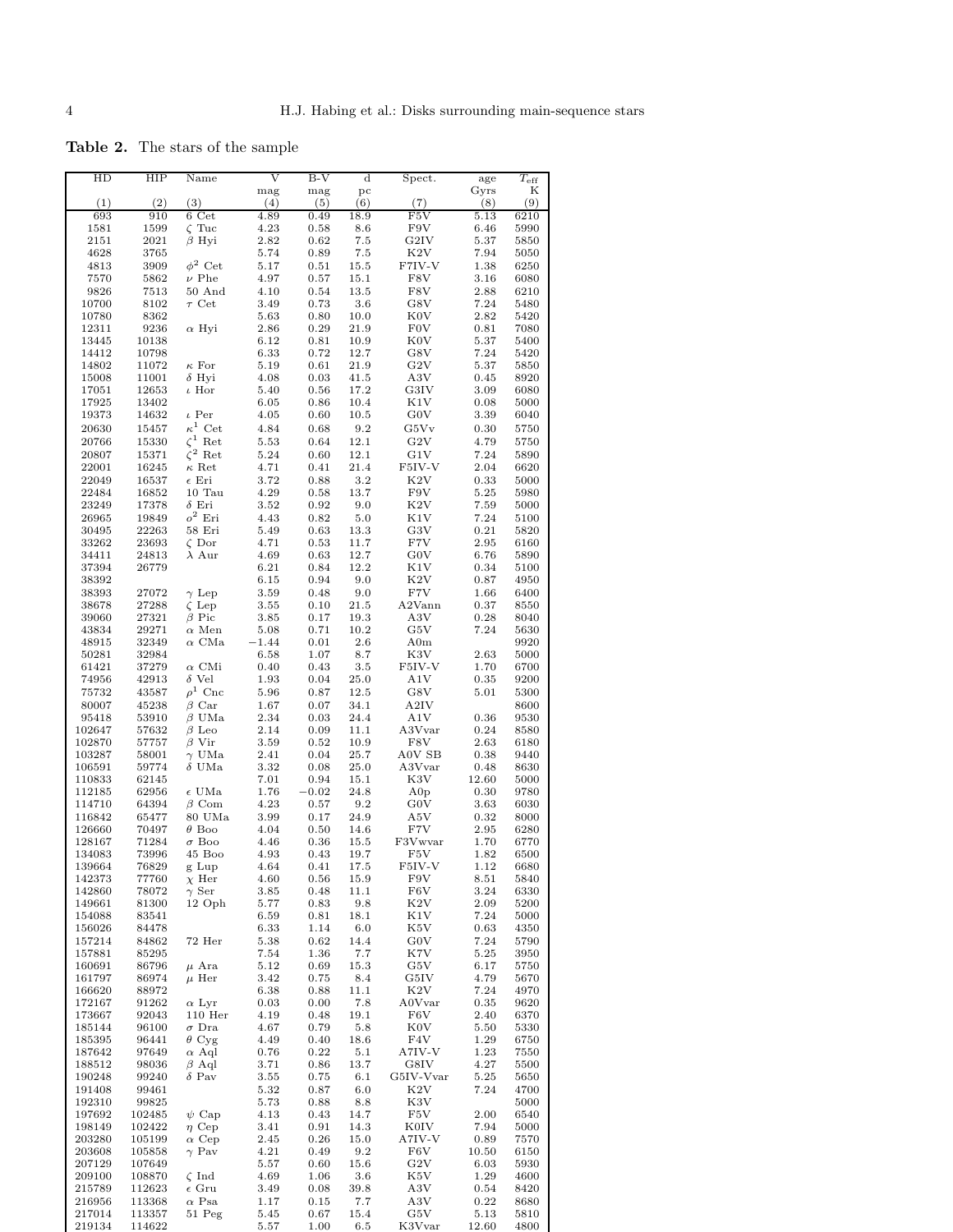**Table 2.** The stars of the sample

| HD | HIP | Name | V | B-V | d | Spect. | age | $T_{\rm eff}$ |
|---|---|---|---|---|---|---|---|---|
| | | | mag | mag | pc | | Gyrs | K |
| (1) | (2) | (3) | (4) | (5) | (6) | (7) | (8) | (9) |
| 693 | 910 | 6 Cet | 4.89 | 0.49 | 18.9 | F5V | 5.13 | 6210 |
| 1581 | 1599 | $\zeta$ Tuc | 4.23 | 0.58 | 8.6 | F9V | 6.46 | 5990 |
| 2151 | 2021 | $\beta$ Hyi | 2.82 | 0.62 | 7.5 | G2IV | 5.37 | 5850 |
| 4628 | 3765 | | 5.74 | 0.89 | 7.5 | K2V | 7.94 | 5050 |
| 4813 | 3909 | $\phi^2$ Cet | 5.17 | 0.51 | 15.5 | F7IV-V | 1.38 | 6250 |
| 7570 | 5862 | $\nu$ Phe | 4.97 | 0.57 | 15.1 | F8V | 3.16 | 6080 |
| 9826 | 7513 | 50 And | 4.10 | 0.54 | 13.5 | F8V | 2.88 | 6210 |
| 10700 | 8102 | $\tau$ Cet | 3.49 | 0.73 | 3.6 | G8V | 7.24 | 5480 |
| 10780 | 8362 | | 5.63 | 0.80 | 10.0 | K0V | 2.82 | 5420 |
| 12311 | 9236 | $\alpha$ Hyi | 2.86 | 0.29 | 21.9 | F0V | 0.81 | 7080 |
| 13445 | 10138 | | 6.12 | 0.81 | 10.9 | K0V | 5.37 | 5400 |
| 14412 | 10798 | | 6.33 | 0.72 | 12.7 | G8V | 7.24 | 5420 |
| 14802 | 11072 | $\kappa$ For | 5.19 | 0.61 | 21.9 | G2V | 5.37 | 5850 |
| 15008 | 11001 | $\delta$ Hyi | 4.08 | 0.03 | 41.5 | A3V | 0.45 | 8920 |
| 17051 | 12653 | $\iota$ Hor | 5.40 | 0.56 | 17.2 | G3IV | 3.09 | 6080 |
| 17925 | 13402 | | 6.05 | 0.86 | 10.4 | K1V | 0.08 | 5000 |
| 19373 | 14632 | $\iota$ Per | 4.05 | 0.60 | 10.5 | G0V | 3.39 | 6040 |
| 20630 | 15457 | $\kappa^1$ Cet | 4.84 | 0.68 | 9.2 | G5Vv | 0.30 | 5750 |
| 20766 | 15330 | $\zeta^1$ Ret | 5.53 | 0.64 | 12.1 | G2V | 4.79 | 5750 |
| 20807 | 15371 | $\zeta^2$ Ret | 5.24 | 0.60 | 12.1 | G1V | 7.24 | 5890 |
| 22001 | 16245 | $\kappa$ Ret | 4.71 | 0.41 | 21.4 | F5IV-V | 2.04 | 6620 |
| 22049 | 16537 | $\epsilon$ Eri | 3.72 | 0.88 | 3.2 | K2V | 0.33 | 5000 |
| 22484 | 16852 | 10 Tau | 4.29 | 0.58 | 13.7 | F9V | 5.25 | 5980 |
| 23249 | 17378 | $\delta$ Eri | 3.52 | 0.92 | 9.0 | K2V | 7.59 | 5000 |
| 26965 | 19849 | $o^2$ Eri | 4.43 | 0.82 | 5.0 | K1V | 7.24 | 5100 |
| 30495 | 22263 | 58 Eri | 5.49 | 0.63 | 13.3 | G3V | 0.21 | 5820 |
| 33262 | 23693 | $\zeta$ Dor | 4.71 | 0.53 | 11.7 | F7V | 2.95 | 6160 |
| 34411 | 24813 | $\lambda$ Aur | 4.69 | 0.63 | 12.7 | G0V | 6.76 | 5890 |
| 37394 | 26779 | | 6.21 | 0.84 | 12.2 | K1V | 0.34 | 5100 |
| 38392 | | | 6.15 | 0.94 | 9.0 | K2V | 0.87 | 4950 |
| 38393 | 27072 | $\gamma$ Lep | 3.59 | 0.48 | 9.0 | F7V | 1.66 | 6400 |
| 38678 | 27288 | $\zeta$ Lep | 3.55 | 0.10 | 21.5 | A2Vann | 0.37 | 8550 |
| 39060 | 27321 | $\beta$ Pic | 3.85 | 0.17 | 19.3 | A3V | 0.28 | 8040 |
| 43834 | 29271 | $\alpha$ Men | 5.08 | 0.71 | 10.2 | G5V | 7.24 | 5630 |
| 48915 | 32349 | $\alpha$ CMa | −1.44 | 0.01 | 2.6 | A0m | | 9920 |
| 50281 | 32984 | | 6.58 | 1.07 | 8.7 | K3V | 2.63 | 5000 |
| 61421 | 37279 | $\alpha$ CMi | 0.40 | 0.43 | 3.5 | F5IV-V | 1.70 | 6700 |
| 74956 | 42913 | $\delta$ Vel | 1.93 | 0.04 | 25.0 | A1V | 0.35 | 9200 |
| 75732 | 43587 | $\rho^1$ Cnc | 5.96 | 0.87 | 12.5 | G8V | 5.01 | 5300 |
| 80007 | 45238 | $\beta$ Car | 1.67 | 0.07 | 34.1 | A2IV | | 8600 |
| 95418 | 53910 | $\beta$ UMa | 2.34 | 0.03 | 24.4 | A1V | 0.36 | 9530 |
| 102647 | 57632 | $\beta$ Leo | 2.14 | 0.09 | 11.1 | A3Vvar | 0.24 | 8580 |
| 102870 | 57757 | $\beta$ Vir | 3.59 | 0.52 | 10.9 | F8V | 2.63 | 6180 |
| 103287 | 58001 | $\gamma$ UMa | 2.41 | 0.04 | 25.7 | A0V SB | 0.38 | 9440 |
| 106591 | 59774 | $\delta$ UMa | 3.32 | 0.08 | 25.0 | A3Vvar | 0.48 | 8630 |
| 110833 | 62145 | | 7.01 | 0.94 | 15.1 | K3V | 12.60 | 5000 |
| 112185 | 62956 | $\epsilon$ UMa | 1.76 | −0.02 | 24.8 | A0p | 0.30 | 9780 |
| 114710 | 64394 | $\beta$ Com | 4.23 | 0.57 | 9.2 | G0V | 3.63 | 6030 |
| 116842 | 65477 | 80 UMa | 3.99 | 0.17 | 24.9 | A5V | 0.32 | 8000 |
| 126660 | 70497 | $\theta$ Boo | 4.04 | 0.50 | 14.6 | F7V | 2.95 | 6280 |
| 128167 | 71284 | $\sigma$ Boo | 4.46 | 0.36 | 15.5 | F3Vwvar | 1.70 | 6770 |
| 134083 | 73996 | 45 Boo | 4.93 | 0.43 | 19.7 | F5V | 1.82 | 6500 |
| 139664 | 76829 | g Lup | 4.64 | 0.41 | 17.5 | F5IV-V | 1.12 | 6680 |
| 142373 | 77760 | $\chi$ Her | 4.60 | 0.56 | 15.9 | F9V | 8.51 | 5840 |
| 142860 | 78072 | $\gamma$ Ser | 3.85 | 0.48 | 11.1 | F6V | 3.24 | 6330 |
| 149661 | 81300 | 12 Oph | 5.77 | 0.83 | 9.8 | K2V | 2.09 | 5200 |
| 154088 | 83541 | | 6.59 | 0.81 | 18.1 | K1V | 7.24 | 5000 |
| 156026 | 84478 | | 6.33 | 1.14 | 6.0 | K5V | 0.63 | 4350 |
| 157214 | 84862 | 72 Her | 5.38 | 0.62 | 14.4 | G0V | 7.24 | 5790 |
| 157881 | 85295 | | 7.54 | 1.36 | 7.7 | K7V | 5.25 | 3950 |
| 160691 | 86796 | $\mu$ Ara | 5.12 | 0.69 | 15.3 | G5V | 6.17 | 5750 |
| 161797 | 86974 | $\mu$ Her | 3.42 | 0.75 | 8.4 | G5IV | 4.79 | 5670 |
| 166620 | 88972 | | 6.38 | 0.88 | 11.1 | K2V | 7.24 | 4970 |
| 172167 | 91262 | $\alpha$ Lyr | 0.03 | 0.00 | 7.8 | A0Vvar | 0.35 | 9620 |
| 173667 | 92043 | 110 Her | 4.19 | 0.48 | 19.1 | F6V | 2.40 | 6370 |
| 185144 | 96100 | $\sigma$ Dra | 4.67 | 0.79 | 5.8 | K0V | 5.50 | 5330 |
| 185395 | 96441 | $\theta$ Cyg | 4.49 | 0.40 | 18.6 | F4V | 1.29 | 6750 |
| 187642 | 97649 | $\alpha$ Aql | 0.76 | 0.22 | 5.1 | A7IV-V | 1.23 | 7550 |
| 188512 | 98036 | $\beta$ Aql | 3.71 | 0.86 | 13.7 | G8IV | 4.27 | 5500 |
| 190248 | 99240 | $\delta$ Pav | 3.55 | 0.75 | 6.1 | G5IV-Vvar | 5.25 | 5650 |
| 191408 | 99461 | | 5.32 | 0.87 | 6.0 | K2V | 7.24 | 4700 |
| 192310 | 99825 | | 5.73 | 0.88 | 8.8 | K3V | | 5000 |
| 197692 | 102485 | $\psi$ Cap | 4.13 | 0.43 | 14.7 | F5V | 2.00 | 6540 |
| 198149 | 102422 | $\eta$ Cep | 3.41 | 0.91 | 14.3 | K0IV | 7.94 | 5000 |
| 203280 | 105199 | $\alpha$ Cep | 2.45 | 0.26 | 15.0 | A7IV-V | 0.89 | 7570 |
| 203608 | 105858 | $\gamma$ Pav | 4.21 | 0.49 | 9.2 | F6V | 10.50 | 6150 |
| 207129 | 107649 | | 5.57 | 0.60 | 15.6 | G2V | 6.03 | 5930 |
| 209100 | 108870 | $\zeta$ Ind | 4.69 | 1.06 | 3.6 | K5V | 1.29 | 4600 |
| 215789 | 112623 | $\epsilon$ Gru | 3.49 | 0.08 | 39.8 | A3V | 0.54 | 8420 |
| 216956 | 113368 | $\alpha$ Psa | 1.17 | 0.15 | 7.7 | A3V | 0.22 | 8680 |
| 217014 | 113357 | 51 Peg | 5.45 | 0.67 | 15.4 | G5V | 5.13 | 5810 |
| 219134 | 114622 | | 5.57 | 1.00 | 6.5 | K3Vvar | 12.60 | 4800 |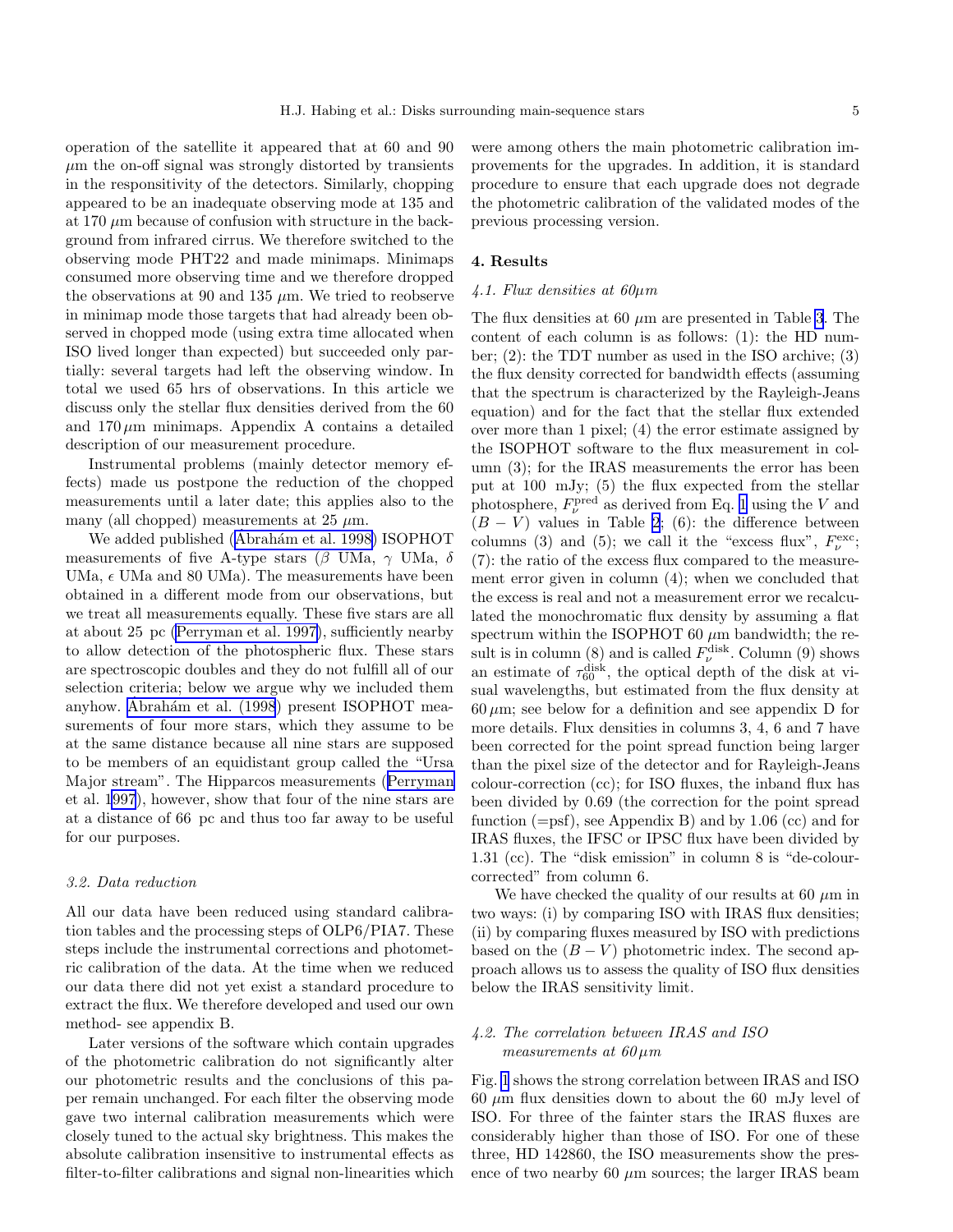operation of the satellite it appeared that at 60 and 90 $\mu$m the on-off signal was strongly distorted by transients in the responsitivity of the detectors. Similarly, chopping appeared to be an inadequate observing mode at 135 and at 170 $\mu$m because of confusion with structure in the background from infrared cirrus. We therefore switched to the observing mode PHT22 and made minimaps. Minimaps consumed more observing time and we therefore dropped the observations at 90 and 135 $\mu$m. We tried to reobserve in minimap mode those targets that had already been observed in chopped mode (using extra time allocated when ISO lived longer than expected) but succeeded only partially: several targets had left the observing window. In total we used 65 hrs of observations. In this article we discuss only the stellar flux densities derived from the 60 and 170 $\mu$m minimaps. Appendix A contains a detailed description of our measurement procedure.

Instrumental problems (mainly detector memory effects) made us postpone the reduction of the chopped measurements until a later date; this applies also to the many (all chopped) measurements at 25 $\mu$m.

We added published (Ábrahám et al. 1998) ISOPHOT measurements of five A-type stars ($\beta$ UMa, $\gamma$ UMa, $\delta$ UMa, $\epsilon$ UMa and 80 UMa). The measurements have been obtained in a different mode from our observations, but we treat all measurements equally. These five stars are all at about 25 pc (Perryman et al. 1997), sufficiently nearby to allow detection of the photospheric flux. These stars are spectroscopic doubles and they do not fulfill all of our selection criteria; below we argue why we included them anyhow. Ábrahám et al. (1998) present ISOPHOT measurements of four more stars, which they assume to be at the same distance because all nine stars are supposed to be members of an equidistant group called the "Ursa Major stream". The Hipparcos measurements (Perryman et al. 1997), however, show that four of the nine stars are at a distance of 66 pc and thus too far away to be useful for our purposes.

### 3.2. Data reduction

All our data have been reduced using standard calibration tables and the processing steps of OLP6/PIA7. These steps include the instrumental corrections and photometric calibration of the data. At the time when we reduced our data there did not yet exist a standard procedure to extract the flux. We therefore developed and used our own method- see appendix B.

Later versions of the software which contain upgrades of the photometric calibration do not significantly alter our photometric results and the conclusions of this paper remain unchanged. For each filter the observing mode gave two internal calibration measurements which were closely tuned to the actual sky brightness. This makes the absolute calibration insensitive to instrumental effects as filter-to-filter calibrations and signal non-linearities which were among others the main photometric calibration improvements for the upgrades. In addition, it is standard procedure to ensure that each upgrade does not degrade the photometric calibration of the validated modes of the previous processing version.

## 4. Results

### 4.1. Flux densities at 60$\mu$m

The flux densities at 60 $\mu$m are presented in Table 3. The content of each column is as follows: (1): the HD number; (2): the TDT number as used in the ISO archive; (3) the flux density corrected for bandwidth effects (assuming that the spectrum is characterized by the Rayleigh-Jeans equation) and for the fact that the stellar flux extended over more than 1 pixel; (4) the error estimate assigned by the ISOPHOT software to the flux measurement in column (3); for the IRAS measurements the error has been put at 100 mJy; (5) the flux expected from the stellar photosphere, $F_\nu^{\rm pred}$ as derived from Eq. 1 using the $V$ and $(B-V)$ values in Table 2; (6): the difference between columns (3) and (5); we call it the "excess flux", $F_\nu^{\rm exc}$; (7): the ratio of the excess flux compared to the measurement error given in column (4); when we concluded that the excess is real and not a measurement error we recalculated the monochromatic flux density by assuming a flat spectrum within the ISOPHOT 60 $\mu$m bandwidth; the result is in column (8) and is called $F_\nu^{\rm disk}$. Column (9) shows an estimate of $\tau_{60}^{\rm disk}$, the optical depth of the disk at visual wavelengths, but estimated from the flux density at 60 $\mu$m; see below for a definition and see appendix D for more details. Flux densities in columns 3, 4, 6 and 7 have been corrected for the point spread function being larger than the pixel size of the detector and for Rayleigh-Jeans colour-correction (cc); for ISO fluxes, the inband flux has been divided by 0.69 (the correction for the point spread function (=psf), see Appendix B) and by 1.06 (cc) and for IRAS fluxes, the IFSC or IPSC flux have been divided by 1.31 (cc). The "disk emission" in column 8 is "de-colour-corrected" from column 6.

We have checked the quality of our results at 60 $\mu$m in two ways: (i) by comparing ISO with IRAS flux densities; (ii) by comparing fluxes measured by ISO with predictions based on the $(B-V)$ photometric index. The second approach allows us to assess the quality of ISO flux densities below the IRAS sensitivity limit.

### 4.2. The correlation between IRAS and ISO measurements at 60$\mu$m

Fig. 1 shows the strong correlation between IRAS and ISO 60 $\mu$m flux densities down to about the 60 mJy level of ISO. For three of the fainter stars the IRAS fluxes are considerably higher than those of ISO. For one of these three, HD 142860, the ISO measurements show the presence of two nearby 60 $\mu$m sources; the larger IRAS beam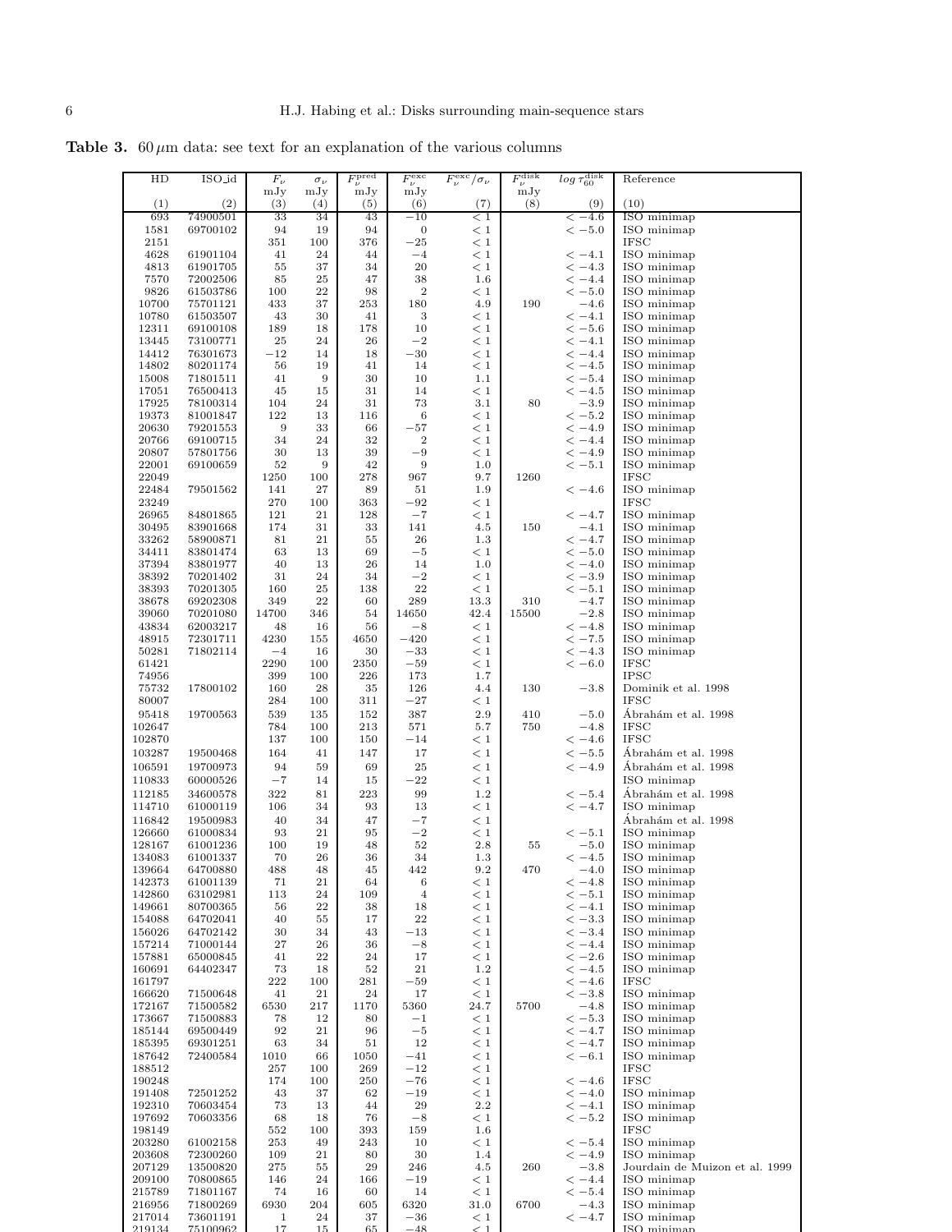**Table 3.** $60\,\mu$m data: see text for an explanation of the various columns

| HD | ISO_id | $F_\nu$ mJy | $\sigma_\nu$ mJy | $F_\nu^{\rm pred}$ mJy | $F_\nu^{\rm exc}$ mJy | $F_\nu^{\rm exc}/\sigma_\nu$ | $F_\nu^{\rm disk}$ mJy | $log\,\tau_{60}^{\rm disk}$ | Reference |
|---|---|---|---|---|---|---|---|---|---|
| (1) | (2) | (3) | (4) | (5) | (6) | (7) | (8) | (9) | (10) |
| 693 | 74900501 | 33 | 34 | 43 | −10 | < 1 | | < −4.6 | ISO minimap |
| 1581 | 69700102 | 94 | 19 | 94 | 0 | < 1 | | < −5.0 | ISO minimap |
| 2151 | | 351 | 100 | 376 | −25 | < 1 | | | IFSC |
| 4628 | 61901104 | 41 | 24 | 44 | −4 | < 1 | | < −4.1 | ISO minimap |
| 4813 | 61901705 | 55 | 37 | 34 | 20 | < 1 | | < −4.3 | ISO minimap |
| 7570 | 72002506 | 85 | 25 | 47 | 38 | 1.6 | | < −4.4 | ISO minimap |
| 9826 | 61503786 | 100 | 22 | 98 | 2 | < 1 | | < −5.0 | ISO minimap |
| 10700 | 75701121 | 433 | 37 | 253 | 180 | 4.9 | 190 | −4.6 | ISO minimap |
| 10780 | 61503507 | 43 | 30 | 41 | 3 | < 1 | | < −4.1 | ISO minimap |
| 12311 | 69100108 | 189 | 18 | 178 | 10 | < 1 | | < −5.6 | ISO minimap |
| 13445 | 73100771 | 25 | 24 | 26 | −2 | < 1 | | < −4.1 | ISO minimap |
| 14412 | 76301673 | −12 | 14 | 18 | −30 | < 1 | | < −4.4 | ISO minimap |
| 14802 | 80201174 | 56 | 19 | 41 | 14 | < 1 | | < −4.5 | ISO minimap |
| 15008 | 71801511 | 41 | 9 | 30 | 10 | 1.1 | | < −5.4 | ISO minimap |
| 17051 | 76500413 | 45 | 15 | 31 | 14 | < 1 | | < −4.5 | ISO minimap |
| 17925 | 78100314 | 104 | 24 | 31 | 73 | 3.1 | 80 | −3.9 | ISO minimap |
| 19373 | 81001847 | 122 | 13 | 116 | 6 | < 1 | | < −5.2 | ISO minimap |
| 20630 | 79201553 | 9 | 33 | 66 | −57 | < 1 | | < −4.9 | ISO minimap |
| 20766 | 69100715 | 34 | 24 | 32 | 2 | < 1 | | < −4.4 | ISO minimap |
| 20807 | 57801756 | 30 | 13 | 39 | −9 | < 1 | | < −4.9 | ISO minimap |
| 22001 | 69100659 | 52 | 9 | 42 | 9 | 1.0 | | < −5.1 | ISO minimap |
| 22049 | | 1250 | 100 | 278 | 967 | 9.7 | 1260 | | IFSC |
| 22484 | 79501562 | 141 | 27 | 89 | 51 | 1.9 | | < −4.6 | ISO minimap |
| 23249 | | 270 | 100 | 363 | −92 | < 1 | | | IFSC |
| 26965 | 84801865 | 121 | 21 | 128 | −7 | < 1 | | < −4.7 | ISO minimap |
| 30495 | 83901668 | 174 | 31 | 33 | 141 | 4.5 | 150 | −4.1 | ISO minimap |
| 33262 | 58900871 | 81 | 21 | 55 | 26 | 1.3 | | < −4.7 | ISO minimap |
| 34411 | 83801474 | 63 | 13 | 69 | −5 | < 1 | | < −5.0 | ISO minimap |
| 37394 | 83801977 | 40 | 13 | 26 | 14 | 1.0 | | < −4.0 | ISO minimap |
| 38392 | 70201402 | 31 | 24 | 34 | −2 | < 1 | | < −3.9 | ISO minimap |
| 38393 | 70201305 | 160 | 25 | 138 | 22 | < 1 | | < −5.1 | ISO minimap |
| 38678 | 69202308 | 349 | 22 | 60 | 289 | 13.3 | 310 | −4.7 | ISO minimap |
| 39060 | 70201080 | 14700 | 346 | 54 | 14650 | 42.4 | 15500 | −2.8 | ISO minimap |
| 43834 | 62003217 | 48 | 16 | 56 | −8 | < 1 | | < −4.8 | ISO minimap |
| 48915 | 72301711 | 4230 | 155 | 4650 | −420 | < 1 | | < −7.5 | ISO minimap |
| 50281 | 71802114 | −4 | 16 | 30 | −33 | < 1 | | < −4.3 | ISO minimap |
| 61421 | | 2290 | 100 | 2350 | −59 | < 1 | | < −6.0 | IFSC |
| 74956 | | 399 | 100 | 226 | 173 | 1.7 | | | IPSC |
| 75732 | 17800102 | 160 | 28 | 35 | 126 | 4.4 | 130 | −3.8 | Dominik et al. 1998 |
| 80007 | | 284 | 100 | 311 | −27 | < 1 | | | IFSC |
| 95418 | 19700563 | 539 | 135 | 152 | 387 | 2.9 | 410 | −5.0 | Ábrahám et al. 1998 |
| 102647 | | 784 | 100 | 213 | 571 | 5.7 | 750 | −4.8 | IFSC |
| 102870 | | 137 | 100 | 150 | −14 | < 1 | | < −4.6 | IFSC |
| 103287 | 19500468 | 164 | 41 | 147 | 17 | < 1 | | < −5.5 | Ábrahám et al. 1998 |
| 106591 | 19700973 | 94 | 59 | 69 | 25 | < 1 | | < −4.9 | Ábrahám et al. 1998 |
| 110833 | 60000526 | −7 | 14 | 15 | −22 | < 1 | | | ISO minimap |
| 112185 | 34600578 | 322 | 81 | 223 | 99 | 1.2 | | < −5.4 | Ábrahám et al. 1998 |
| 114710 | 61000119 | 106 | 34 | 93 | 13 | < 1 | | < −4.7 | ISO minimap |
| 116842 | 19500983 | 40 | 34 | 47 | −7 | < 1 | | | Ábrahám et al. 1998 |
| 126660 | 61000834 | 93 | 21 | 95 | −2 | < 1 | | < −5.1 | ISO minimap |
| 128167 | 61001236 | 100 | 19 | 48 | 52 | 2.8 | 55 | −5.0 | ISO minimap |
| 134083 | 61001337 | 70 | 26 | 36 | 34 | 1.3 | | < −4.5 | ISO minimap |
| 139664 | 64700880 | 488 | 48 | 45 | 442 | 9.2 | 470 | −4.0 | ISO minimap |
| 142373 | 61001139 | 71 | 21 | 64 | 6 | < 1 | | < −4.8 | ISO minimap |
| 142860 | 63102981 | 113 | 24 | 109 | 4 | < 1 | | < −5.1 | ISO minimap |
| 149661 | 80700365 | 56 | 22 | 38 | 18 | < 1 | | < −4.1 | ISO minimap |
| 154088 | 64702041 | 40 | 55 | 17 | 22 | < 1 | | < −3.3 | ISO minimap |
| 156026 | 64702142 | 30 | 34 | 43 | −13 | < 1 | | < −3.4 | ISO minimap |
| 157214 | 71000144 | 27 | 26 | 36 | −8 | < 1 | | < −4.4 | ISO minimap |
| 157881 | 65000845 | 41 | 22 | 24 | 17 | < 1 | | < −2.6 | ISO minimap |
| 160691 | 64402347 | 73 | 18 | 52 | 21 | 1.2 | | < −4.5 | ISO minimap |
| 161797 | | 222 | 100 | 281 | −59 | < 1 | | < −4.6 | IFSC |
| 166620 | 71500648 | 41 | 21 | 24 | 17 | < 1 | | < −3.8 | ISO minimap |
| 172167 | 71500582 | 6530 | 217 | 1170 | 5360 | 24.7 | 5700 | −4.8 | ISO minimap |
| 173667 | 71500883 | 78 | 12 | 80 | −1 | < 1 | | < −5.3 | ISO minimap |
| 185144 | 69500449 | 92 | 21 | 96 | −5 | < 1 | | < −4.7 | ISO minimap |
| 185395 | 69301251 | 63 | 34 | 51 | 12 | < 1 | | < −4.7 | ISO minimap |
| 187642 | 72400584 | 1010 | 66 | 1050 | −41 | < 1 | | < −6.1 | ISO minimap |
| 188512 | | 257 | 100 | 269 | −12 | < 1 | | | IFSC |
| 190248 | | 174 | 100 | 250 | −76 | < 1 | | < −4.6 | IFSC |
| 191408 | 72501252 | 43 | 37 | 62 | −19 | < 1 | | < −4.0 | ISO minimap |
| 192310 | 70603454 | 73 | 13 | 44 | 29 | 2.2 | | < −4.1 | ISO minimap |
| 197692 | 70603356 | 68 | 18 | 76 | −8 | < 1 | | < −5.2 | ISO minimap |
| 198149 | | 552 | 100 | 393 | 159 | 1.6 | | | IFSC |
| 203280 | 61002158 | 253 | 49 | 243 | 10 | < 1 | | < −5.4 | ISO minimap |
| 203608 | 72300260 | 109 | 21 | 80 | 30 | 1.4 | | < −4.9 | ISO minimap |
| 207129 | 13500820 | 275 | 55 | 29 | 246 | 4.5 | 260 | −3.8 | Jourdain de Muizon et al. 1999 |
| 209100 | 70800865 | 146 | 24 | 166 | −19 | < 1 | | < −4.4 | ISO minimap |
| 215789 | 71801167 | 74 | 16 | 60 | 14 | < 1 | | < −5.4 | ISO minimap |
| 216956 | 71800269 | 6930 | 204 | 605 | 6320 | 31.0 | 6700 | −4.3 | ISO minimap |
| 217014 | 73601191 | 1 | 24 | 37 | −36 | < 1 | | < −4.7 | ISO minimap |
| 219134 | 75100962 | 17 | 15 | 65 | −48 | < 1 | | | ISO minimap |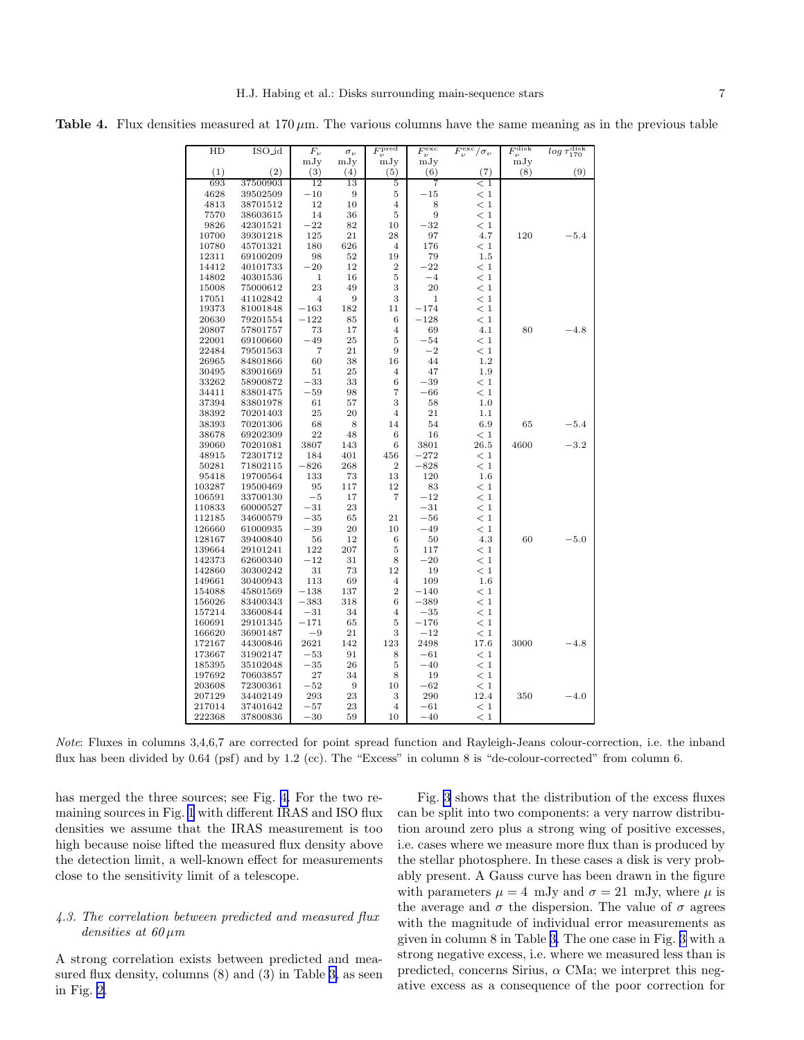**Table 4.** Flux densities measured at 170 $\mu$m. The various columns have the same meaning as in the previous table

| HD | ISO_id | $F_\nu$ | $\sigma_\nu$ | $F_\nu^{\rm pred}$ | $F_\nu^{\rm exc}$ | $F_\nu^{\rm exc}/\sigma_\nu$ | $F_\nu^{\rm disk}$ | $log\ \tau_{170}^{\rm disk}$ |
|---|---|---|---|---|---|---|---|---|
| | | mJy | mJy | mJy | mJy | | mJy | |
| (1) | (2) | (3) | (4) | (5) | (6) | (7) | (8) | (9) |
| 693 | 37500903 | 12 | 13 | 5 | 7 | < 1 | | |
| 4628 | 39502509 | −10 | 9 | 5 | −15 | < 1 | | |
| 4813 | 38701512 | 12 | 10 | 4 | 8 | < 1 | | |
| 7570 | 38603615 | 14 | 36 | 5 | 9 | < 1 | | |
| 9826 | 42301521 | −22 | 82 | 10 | −32 | < 1 | | |
| 10700 | 39301218 | 125 | 21 | 28 | 97 | 4.7 | 120 | −5.4 |
| 10780 | 45701321 | 180 | 626 | 4 | 176 | < 1 | | |
| 12311 | 69100209 | 98 | 52 | 19 | 79 | 1.5 | | |
| 14412 | 40101733 | −20 | 12 | 2 | −22 | < 1 | | |
| 14802 | 40301536 | 1 | 16 | 5 | −4 | < 1 | | |
| 15008 | 75000612 | 23 | 49 | 3 | 20 | < 1 | | |
| 17051 | 41102842 | 4 | 9 | 3 | 1 | < 1 | | |
| 19373 | 81001848 | −163 | 182 | 11 | −174 | < 1 | | |
| 20630 | 79201554 | −122 | 85 | 6 | −128 | < 1 | | |
| 20807 | 57801757 | 73 | 17 | 4 | 69 | 4.1 | 80 | −4.8 |
| 22001 | 69100660 | −49 | 25 | 5 | −54 | < 1 | | |
| 22484 | 79501563 | 7 | 21 | 9 | −2 | < 1 | | |
| 26965 | 84801866 | 60 | 38 | 16 | 44 | 1.2 | | |
| 30495 | 83901669 | 51 | 25 | 4 | 47 | 1.9 | | |
| 33262 | 58900872 | −33 | 33 | 6 | −39 | < 1 | | |
| 34411 | 83801475 | −59 | 98 | 7 | −66 | < 1 | | |
| 37394 | 83801978 | 61 | 57 | 3 | 58 | 1.0 | | |
| 38392 | 70201403 | 25 | 20 | 4 | 21 | 1.1 | | |
| 38393 | 70201306 | 68 | 8 | 14 | 54 | 6.9 | 65 | −5.4 |
| 38678 | 69202309 | 22 | 48 | 6 | 16 | < 1 | | |
| 39060 | 70201081 | 3807 | 143 | 6 | 3801 | 26.5 | 4600 | −3.2 |
| 48915 | 72301712 | 184 | 401 | 456 | −272 | < 1 | | |
| 50281 | 71802115 | −826 | 268 | 2 | −828 | < 1 | | |
| 95418 | 19700564 | 133 | 73 | 13 | 120 | 1.6 | | |
| 103287 | 19500469 | 95 | 117 | 12 | 83 | < 1 | | |
| 106591 | 33700130 | −5 | 17 | 7 | −12 | < 1 | | |
| 110833 | 60000527 | −31 | 23 | | −31 | < 1 | | |
| 112185 | 34600579 | −35 | 65 | 21 | −56 | < 1 | | |
| 126660 | 61000935 | −39 | 20 | 10 | −49 | < 1 | | |
| 128167 | 39400840 | 56 | 12 | 6 | 50 | 4.3 | 60 | −5.0 |
| 139664 | 29101241 | 122 | 207 | 5 | 117 | < 1 | | |
| 142373 | 62600340 | −12 | 31 | 8 | −20 | < 1 | | |
| 142860 | 30300242 | 31 | 73 | 12 | 19 | < 1 | | |
| 149661 | 30400943 | 113 | 69 | 4 | 109 | 1.6 | | |
| 154088 | 45801569 | −138 | 137 | 2 | −140 | < 1 | | |
| 156026 | 83400343 | −383 | 318 | 6 | −389 | < 1 | | |
| 157214 | 33600844 | −31 | 34 | 4 | −35 | < 1 | | |
| 160691 | 29101345 | −171 | 65 | 5 | −176 | < 1 | | |
| 166620 | 36901487 | −9 | 21 | 3 | −12 | < 1 | | |
| 172167 | 44300846 | 2621 | 142 | 123 | 2498 | 17.6 | 3000 | −4.8 |
| 173667 | 31902147 | −53 | 91 | 8 | −61 | < 1 | | |
| 185395 | 35102048 | −35 | 26 | 5 | −40 | < 1 | | |
| 197692 | 70603857 | 27 | 34 | 8 | 19 | < 1 | | |
| 203608 | 72300361 | −52 | 9 | 10 | −62 | < 1 | | |
| 207129 | 34402149 | 293 | 23 | 3 | 290 | 12.4 | 350 | −4.0 |
| 217014 | 37401642 | −57 | 23 | 4 | −61 | < 1 | | |
| 222368 | 37800836 | −30 | 59 | 10 | −40 | < 1 | | |

*Note*: Fluxes in columns 3,4,6,7 are corrected for point spread function and Rayleigh-Jeans colour-correction, i.e. the inband flux has been divided by 0.64 (psf) and by 1.2 (cc). The "Excess" in column 8 is "de-colour-corrected" from column 6.

has merged the three sources; see Fig. 4. For the two remaining sources in Fig. 1 with different IRAS and ISO flux densities we assume that the IRAS measurement is too high because noise lifted the measured flux density above the detection limit, a well-known effect for measurements close to the sensitivity limit of a telescope.

### *4.3. The correlation between predicted and measured flux densities at 60 μm*

A strong correlation exists between predicted and measured flux density, columns (8) and (3) in Table 3, as seen in Fig. 2.

Fig. 3 shows that the distribution of the excess fluxes can be split into two components: a very narrow distribution around zero plus a strong wing of positive excesses, i.e. cases where we measure more flux than is produced by the stellar photosphere. In these cases a disk is very probably present. A Gauss curve has been drawn in the figure with parameters $\mu = 4$ mJy and $\sigma = 21$ mJy, where $\mu$ is the average and $\sigma$ the dispersion. The value of $\sigma$ agrees with the magnitude of individual error measurements as given in column 8 in Table 3. The one case in Fig. 3 with a strong negative excess, i.e. where we measured less than is predicted, concerns Sirius, $\alpha$ CMa; we interpret this negative excess as a consequence of the poor correction for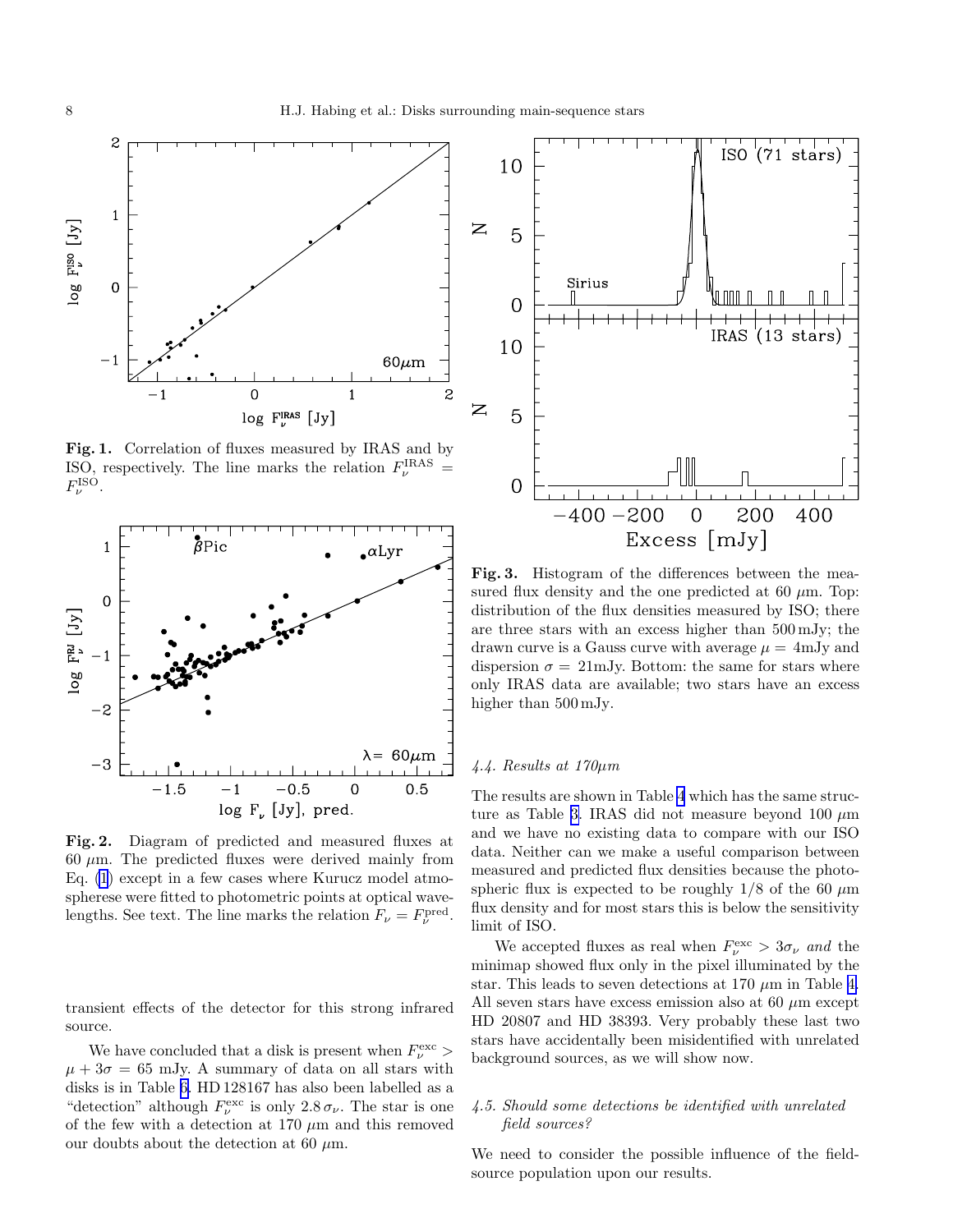**Fig. 1.** Correlation of fluxes measured by IRAS and by ISO, respectively. The line marks the relation $F_\nu^{\rm IRAS} = F_\nu^{\rm ISO}$.

**Fig. 2.** Diagram of predicted and measured fluxes at 60 $\mu$m. The predicted fluxes were derived mainly from Eq. (1) except in a few cases where Kurucz model atmospherese were fitted to photometric points at optical wavelengths. See text. The line marks the relation $F_\nu = F_\nu^{\rm pred}$.

**Fig. 3.** Histogram of the differences between the measured flux density and the one predicted at 60 $\mu$m. Top: distribution of the flux densities measured by ISO; there are three stars with an excess higher than 500 mJy; the drawn curve is a Gauss curve with average $\mu$ = 4mJy and dispersion $\sigma$ = 21mJy. Bottom: the same for stars where only IRAS data are available; two stars have an excess higher than 500 mJy.

transient effects of the detector for this strong infrared source.

We have concluded that a disk is present when $F_\nu^{\rm exc} > \mu + 3\sigma = 65$ mJy. A summary of data on all stars with disks is in Table 6. HD 128167 has also been labelled as a "detection" although $F_\nu^{\rm exc}$ is only $2.8\,\sigma_\nu$. The star is one of the few with a detection at 170 $\mu$m and this removed our doubts about the detection at 60 $\mu$m.

### *4.4. Results at 170μm*

The results are shown in Table 4 which has the same structure as Table 3. IRAS did not measure beyond 100 $\mu$m and we have no existing data to compare with our ISO data. Neither can we make a useful comparison between measured and predicted flux densities because the photospheric flux is expected to be roughly 1/8 of the 60 $\mu$m flux density and for most stars this is below the sensitivity limit of ISO.

We accepted fluxes as real when $F_\nu^{\rm exc} > 3\sigma_\nu$ *and* the minimap showed flux only in the pixel illuminated by the star. This leads to seven detections at 170 $\mu$m in Table 4. All seven stars have excess emission also at 60 $\mu$m except HD 20807 and HD 38393. Very probably these last two stars have accidentally been misidentified with unrelated background sources, as we will show now.

### *4.5. Should some detections be identified with unrelated field sources?*

We need to consider the possible influence of the field-source population upon our results.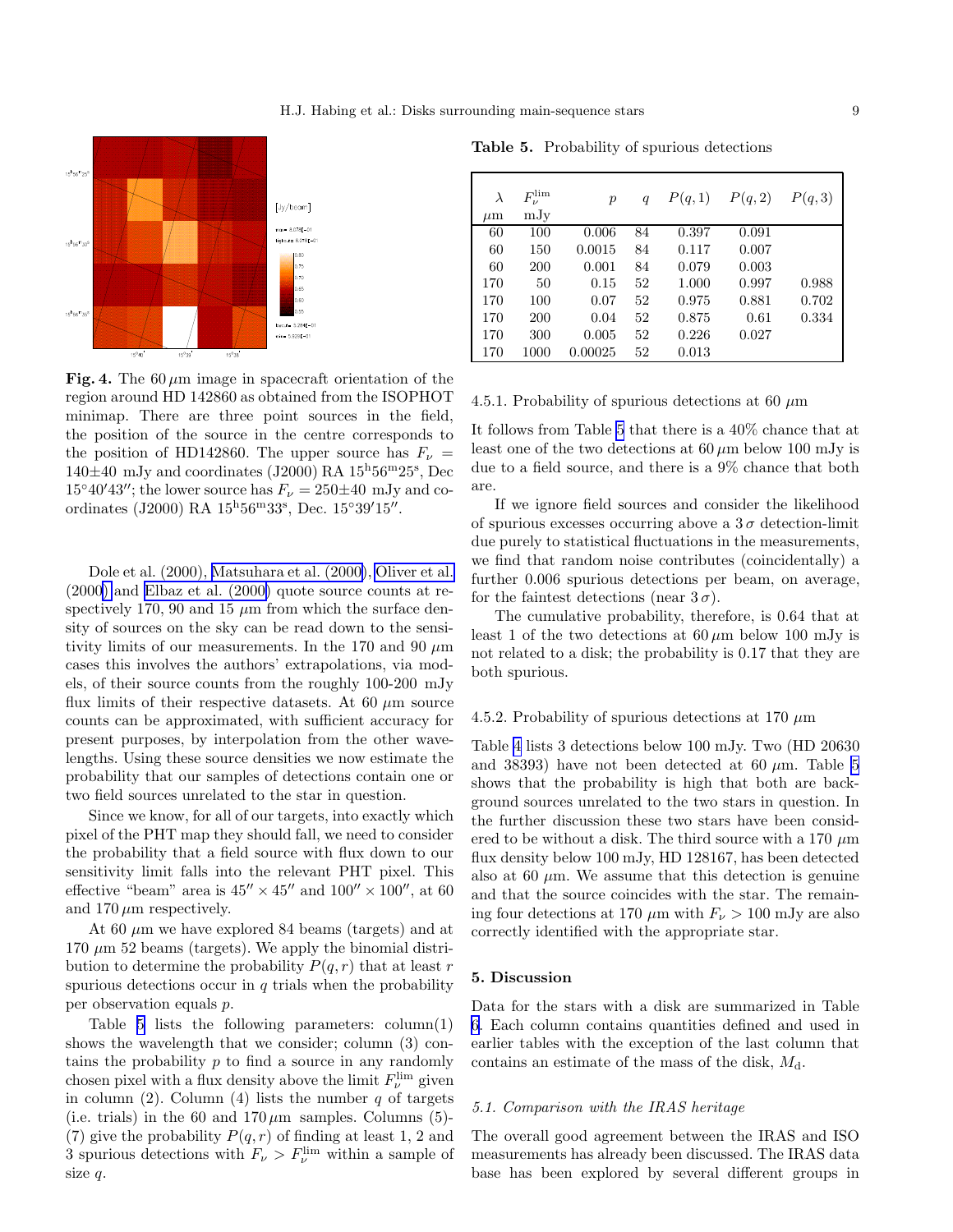**Fig. 4.** The 60 $\mu$m image in spacecraft orientation of the region around HD 142860 as obtained from the ISOPHOT minimap. There are three point sources in the field, the position of the source in the centre corresponds to the position of HD142860. The upper source has $F_\nu$ = 140±40 mJy and coordinates (J2000) RA $15^{\rm h}56^{\rm m}25^{\rm s}$, Dec $15°40'43''$; the lower source has $F_\nu$ = 250±40 mJy and coordinates (J2000) RA $15^{\rm h}56^{\rm m}33^{\rm s}$, Dec. $15°39'15''$.

Dole et al. (2000), Matsuhara et al. (2000), Oliver et al. (2000) and Elbaz et al. (2000) quote source counts at respectively 170, 90 and 15 $\mu$m from which the surface density of sources on the sky can be read down to the sensitivity limits of our measurements. In the 170 and 90 $\mu$m cases this involves the authors' extrapolations, via models, of their source counts from the roughly 100-200 mJy flux limits of their respective datasets. At 60 $\mu$m source counts can be approximated, with sufficient accuracy for present purposes, by interpolation from the other wavelengths. Using these source densities we now estimate the probability that our samples of detections contain one or two field sources unrelated to the star in question.

Since we know, for all of our targets, into exactly which pixel of the PHT map they should fall, we need to consider the probability that a field source with flux down to our sensitivity limit falls into the relevant PHT pixel. This effective "beam" area is $45'' \times 45''$ and $100'' \times 100''$, at 60 and 170 $\mu$m respectively.

At 60 $\mu$m we have explored 84 beams (targets) and at 170 $\mu$m 52 beams (targets). We apply the binomial distribution to determine the probability $P(q,r)$ that at least $r$ spurious detections occur in $q$ trials when the probability per observation equals $p$.

Table 5 lists the following parameters: column(1) shows the wavelength that we consider; column (3) contains the probability $p$ to find a source in any randomly chosen pixel with a flux density above the limit $F_\nu^{\rm lim}$ given in column (2). Column (4) lists the number $q$ of targets (i.e. trials) in the 60 and 170 $\mu$m samples. Columns (5)-(7) give the probability $P(q,r)$ of finding at least 1, 2 and 3 spurious detections with $F_\nu > F_\nu^{\rm lim}$ within a sample of size $q$.

**Table 5.** Probability of spurious detections

| $\lambda$ $\mu$m | $F_\nu^{\rm lim}$ mJy | $p$ | $q$ | $P(q,1)$ | $P(q,2)$ | $P(q,3)$ |
|---|---|---|---|---|---|---|
| 60 | 100 | 0.006 | 84 | 0.397 | 0.091 | |
| 60 | 150 | 0.0015 | 84 | 0.117 | 0.007 | |
| 60 | 200 | 0.001 | 84 | 0.079 | 0.003 | |
| 170 | 50 | 0.15 | 52 | 1.000 | 0.997 | 0.988 |
| 170 | 100 | 0.07 | 52 | 0.975 | 0.881 | 0.702 |
| 170 | 200 | 0.04 | 52 | 0.875 | 0.61 | 0.334 |
| 170 | 300 | 0.005 | 52 | 0.226 | 0.027 | |
| 170 | 1000 | 0.00025 | 52 | 0.013 | | |

#### 4.5.1. Probability of spurious detections at 60 $\mu$m

It follows from Table 5 that there is a 40% chance that at least one of the two detections at 60 $\mu$m below 100 mJy is due to a field source, and there is a 9% chance that both are.

If we ignore field sources and consider the likelihood of spurious excesses occurring above a $3\,\sigma$ detection-limit due purely to statistical fluctuations in the measurements, we find that random noise contributes (coincidentally) a further 0.006 spurious detections per beam, on average, for the faintest detections (near $3\,\sigma$).

The cumulative probability, therefore, is 0.64 that at least 1 of the two detections at 60 $\mu$m below 100 mJy is not related to a disk; the probability is 0.17 that they are both spurious.

#### 4.5.2. Probability of spurious detections at 170 $\mu$m

Table 4 lists 3 detections below 100 mJy. Two (HD 20630 and 38393) have not been detected at 60 $\mu$m. Table 5 shows that the probability is high that both are background sources unrelated to the two stars in question. In the further discussion these two stars have been considered to be without a disk. The third source with a 170 $\mu$m flux density below 100 mJy, HD 128167, has been detected also at 60 $\mu$m. We assume that this detection is genuine and that the source coincides with the star. The remaining four detections at 170 $\mu$m with $F_\nu >$ 100 mJy are also correctly identified with the appropriate star.

## 5. Discussion

Data for the stars with a disk are summarized in Table 6. Each column contains quantities defined and used in earlier tables with the exception of the last column that contains an estimate of the mass of the disk, $M_{\rm d}$.

### *5.1. Comparison with the IRAS heritage*

The overall good agreement between the IRAS and ISO measurements has already been discussed. The IRAS data base has been explored by several different groups in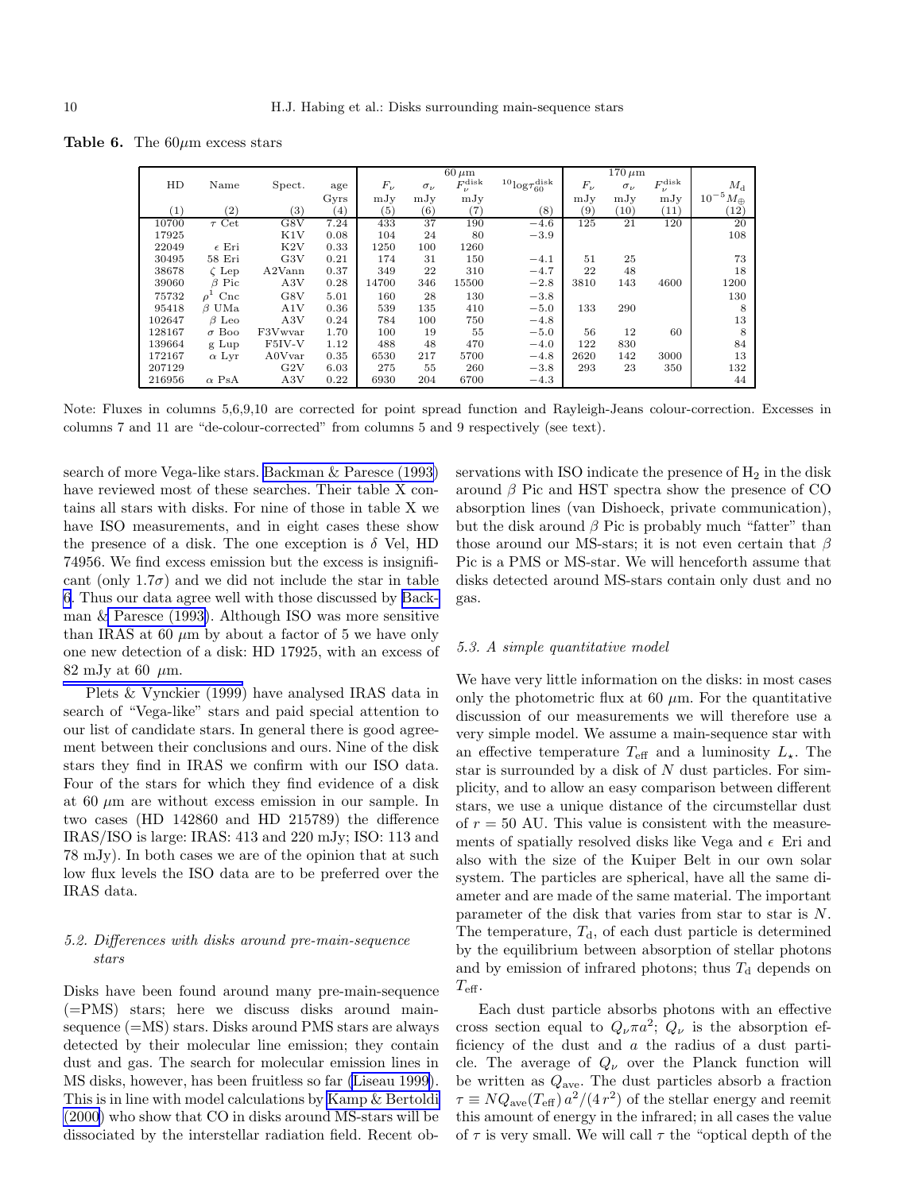**Table 6.** The 60$\mu$m excess stars

| HD | Name | Spect. | age | 60 $\mu$m | | | | 170 $\mu$m | | | |
|---|---|---|---|---|---|---|---|---|---|---|---|
| | | | | $F_\nu$ | $\sigma_\nu$ | $F_\nu^{\rm disk}$ | ${}^{10}\log\tau_{60}^{\rm disk}$ | $F_\nu$ | $\sigma_\nu$ | $F_\nu^{\rm disk}$ | $M_{\rm d}$ |
| | | | Gyrs | mJy | mJy | mJy | | mJy | mJy | mJy | $10^{-5}M_\oplus$ |
| (1) | (2) | (3) | (4) | (5) | (6) | (7) | (8) | (9) | (10) | (11) | (12) |
| 10700 | $\tau$ Cet | G8V | 7.24 | 433 | 37 | 190 | −4.6 | 125 | 21 | 120 | 20 |
| 17925 | | K1V | 0.08 | 104 | 24 | 80 | −3.9 | | | | 108 |
| 22049 | $\epsilon$ Eri | K2V | 0.33 | 1250 | 100 | 1260 | | | | | |
| 30495 | 58 Eri | G3V | 0.21 | 174 | 31 | 150 | −4.1 | 51 | 25 | | 73 |
| 38678 | $\zeta$ Lep | A2Vann | 0.37 | 349 | 22 | 310 | −4.7 | 22 | 48 | | 18 |
| 39060 | $\beta$ Pic | A3V | 0.28 | 14700 | 346 | 15500 | −2.8 | 3810 | 143 | 4600 | 1200 |
| 75732 | $\rho^1$ Cnc | G8V | 5.01 | 160 | 28 | 130 | −3.8 | | | | 130 |
| 95418 | $\beta$ UMa | A1V | 0.36 | 539 | 135 | 410 | −5.0 | 133 | 290 | | 8 |
| 102647 | $\beta$ Leo | A3V | 0.24 | 784 | 100 | 750 | −4.8 | | | | 13 |
| 128167 | $\sigma$ Boo | F3Vwvar | 1.70 | 100 | 19 | 55 | −5.0 | 56 | 12 | 60 | 8 |
| 139664 | g Lup | F5IV-V | 1.12 | 488 | 48 | 470 | −4.0 | 122 | 830 | | 84 |
| 172167 | $\alpha$ Lyr | A0Vvar | 0.35 | 6530 | 217 | 5700 | −4.8 | 2620 | 142 | 3000 | 13 |
| 207129 | | G2V | 6.03 | 275 | 55 | 260 | −3.8 | 293 | 23 | 350 | 132 |
| 216956 | $\alpha$ PsA | A3V | 0.22 | 6930 | 204 | 6700 | −4.3 | | | | 44 |

Note: Fluxes in columns 5,6,9,10 are corrected for point spread function and Rayleigh-Jeans colour-correction. Excesses in columns 7 and 11 are "de-colour-corrected" from columns 5 and 9 respectively (see text).

search of more Vega-like stars. Backman & Paresce (1993) have reviewed most of these searches. Their table X contains all stars with disks. For nine of those in table X we have ISO measurements, and in eight cases these show the presence of a disk. The one exception is $\delta$ Vel, HD 74956. We find excess emission but the excess is insignificant (only 1.7$\sigma$) and we did not include the star in table 6. Thus our data agree well with those discussed by Backman & Paresce (1993). Although ISO was more sensitive than IRAS at 60 $\mu$m by about a factor of 5 we have only one new detection of a disk: HD 17925, with an excess of 82 mJy at 60 $\mu$m.

Plets & Vynckier (1999) have analysed IRAS data in search of "Vega-like" stars and paid special attention to our list of candidate stars. In general there is good agreement between their conclusions and ours. Nine of the disk stars they find in IRAS we confirm with our ISO data. Four of the stars for which they find evidence of a disk at 60 $\mu$m are without excess emission in our sample. In two cases (HD 142860 and HD 215789) the difference IRAS/ISO is large: IRAS: 413 and 220 mJy; ISO: 113 and 78 mJy). In both cases we are of the opinion that at such low flux levels the ISO data are to be preferred over the IRAS data.

### 5.2. Differences with disks around pre-main-sequence stars

Disks have been found around many pre-main-sequence (=PMS) stars; here we discuss disks around main-sequence (=MS) stars. Disks around PMS stars are always detected by their molecular line emission; they contain dust and gas. The search for molecular emission lines in MS disks, however, has been fruitless so far (Liseau 1999). This is in line with model calculations by Kamp & Bertoldi (2000) who show that CO in disks around MS-stars will be dissociated by the interstellar radiation field. Recent observations with ISO indicate the presence of $H_2$ in the disk around $\beta$ Pic and HST spectra show the presence of CO absorption lines (van Dishoeck, private communication), but the disk around $\beta$ Pic is probably much "fatter" than those around our MS-stars; it is not even certain that $\beta$ Pic is a PMS or MS-star. We will henceforth assume that disks detected around MS-stars contain only dust and no gas.

### 5.3. A simple quantitative model

We have very little information on the disks: in most cases only the photometric flux at 60 $\mu$m. For the quantitative discussion of our measurements we will therefore use a very simple model. We assume a main-sequence star with an effective temperature $T_{\rm eff}$ and a luminosity $L_\star$. The star is surrounded by a disk of $N$ dust particles. For simplicity, and to allow an easy comparison between different stars, we use a unique distance of the circumstellar dust of $r = 50$ AU. This value is consistent with the measurements of spatially resolved disks like Vega and $\epsilon$ Eri and also with the size of the Kuiper Belt in our own solar system. The particles are spherical, have all the same diameter and are made of the same material. The important parameter of the disk that varies from star to star is $N$. The temperature, $T_{\rm d}$, of each dust particle is determined by the equilibrium between absorption of stellar photons and by emission of infrared photons; thus $T_{\rm d}$ depends on $T_{\rm eff}$.

Each dust particle absorbs photons with an effective cross section equal to $Q_\nu \pi a^2$; $Q_\nu$ is the absorption efficiency of the dust and $a$ the radius of a dust particle. The average of $Q_\nu$ over the Planck function will be written as $Q_{\rm ave}$. The dust particles absorb a fraction $\tau \equiv N Q_{\rm ave}(T_{\rm eff})\, a^2/(4\, r^2)$ of the stellar energy and reemit this amount of energy in the infrared; in all cases the value of $\tau$ is very small. We will call $\tau$ the "optical depth of the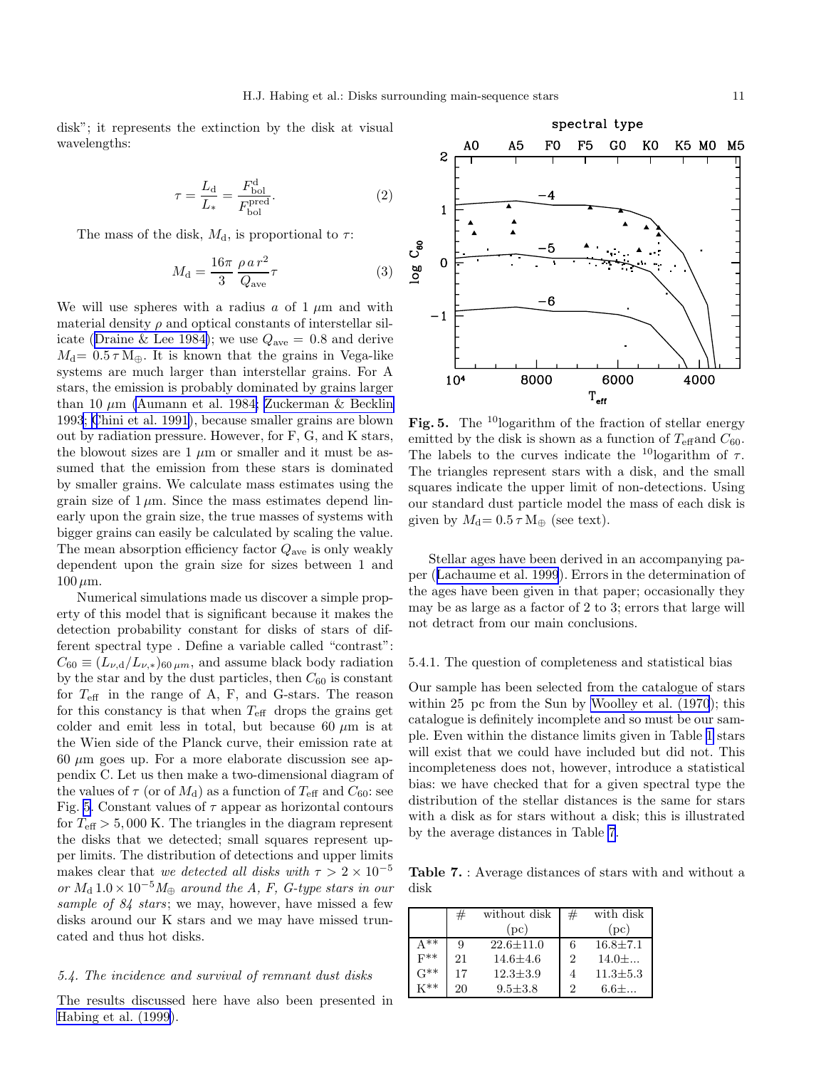disk"; it represents the extinction by the disk at visual wavelengths:

$$\tau = \frac{L_{\rm d}}{L_*} = \frac{F^{\rm d}_{\rm bol}}{F^{\rm pred}_{\rm bol}}. \qquad (2)$$

The mass of the disk, $M_{\rm d}$, is proportional to $\tau$:

$$M_{\rm d} = \frac{16\pi}{3}\,\frac{\rho\, a\, r^2}{Q_{\rm ave}}\tau \qquad (3)$$

We will use spheres with a radius $a$ of 1 $\mu$m and with material density $\rho$ and optical constants of interstellar silicate (Draine & Lee 1984); we use $Q_{\rm ave} = 0.8$ and derive $M_{\rm d} = 0.5\,\tau\,{\rm M}_\oplus$. It is known that the grains in Vega-like systems are much larger than interstellar grains. For A stars, the emission is probably dominated by grains larger than 10 $\mu$m (Aumann et al. 1984; Zuckerman & Becklin 1993; Chini et al. 1991), because smaller grains are blown out by radiation pressure. However, for F, G, and K stars, the blowout sizes are 1 $\mu$m or smaller and it must be assumed that the emission from these stars is dominated by smaller grains. We calculate mass estimates using the grain size of 1 $\mu$m. Since the mass estimates depend linearly upon the grain size, the true masses of systems with bigger grains can easily be calculated by scaling the value. The mean absorption efficiency factor $Q_{\rm ave}$ is only weakly dependent upon the grain size for sizes between 1 and 100 $\mu$m.

Numerical simulations made us discover a simple property of this model that is significant because it makes the detection probability constant for disks of stars of different spectral type . Define a variable called "contrast": $C_{60} \equiv (L_{\nu,{\rm d}}/L_{\nu,*})_{60\,\mu m}$, and assume black body radiation by the star and by the dust particles, then $C_{60}$ is constant for $T_{\rm eff}$ in the range of A, F, and G-stars. The reason for this constancy is that when $T_{\rm eff}$ drops the grains get colder and emit less in total, but because 60 $\mu$m is at the Wien side of the Planck curve, their emission rate at 60 $\mu$m goes up. For a more elaborate discussion see appendix C. Let us then make a two-dimensional diagram of the values of $\tau$ (or of $M_{\rm d}$) as a function of $T_{\rm eff}$ and $C_{60}$: see Fig. 5. Constant values of $\tau$ appear as horizontal contours for $T_{\rm eff} > 5,000$ K. The triangles in the diagram represent the disks that we detected; small squares represent upper limits. The distribution of detections and upper limits makes clear that *we detected all disks with $\tau > 2\times10^{-5}$ or $M_{\rm d}$ $1.0\times10^{-5} M_\oplus$ around the A, F, G-type stars in our sample of 84 stars*; we may, however, have missed a few disks around our K stars and we may have missed truncated and thus hot disks.

**Fig. 5.** The $^{10}$logarithm of the fraction of stellar energy emitted by the disk is shown as a function of $T_{\rm eff}$and $C_{60}$. The labels to the curves indicate the $^{10}$logarithm of $\tau$. The triangles represent stars with a disk, and the small squares indicate the upper limit of non-detections. Using our standard dust particle model the mass of each disk is given by $M_{\rm d} = 0.5\,\tau\,{\rm M}_\oplus$ (see text).

Stellar ages have been derived in an accompanying paper (Lachaume et al. 1999). Errors in the determination of the ages have been given in that paper; occasionally they may be as large as a factor of 2 to 3; errors that large will not detract from our main conclusions.

### *5.4. The incidence and survival of remnant dust disks*

The results discussed here have also been presented in Habing et al. (1999).

#### 5.4.1. The question of completeness and statistical bias

Our sample has been selected from the catalogue of stars within 25 pc from the Sun by Woolley et al. (1970); this catalogue is definitely incomplete and so must be our sample. Even within the distance limits given in Table 1 stars will exist that we could have included but did not. This incompleteness does not, however, introduce a statistical bias: we have checked that for a given spectral type the distribution of the stellar distances is the same for stars with a disk as for stars without a disk; this is illustrated by the average distances in Table 7.

**Table 7.** : Average distances of stars with and without a disk

| | # | without disk (pc) | # | with disk (pc) |
|---|---|---|---|---|
| A** | 9 | 22.6±11.0 | 6 | 16.8±7.1 |
| F** | 21 | 14.6±4.6 | 2 | 14.0±... |
| G** | 17 | 12.3±3.9 | 4 | 11.3±5.3 |
| K** | 20 | 9.5±3.8 | 2 | 6.6±... |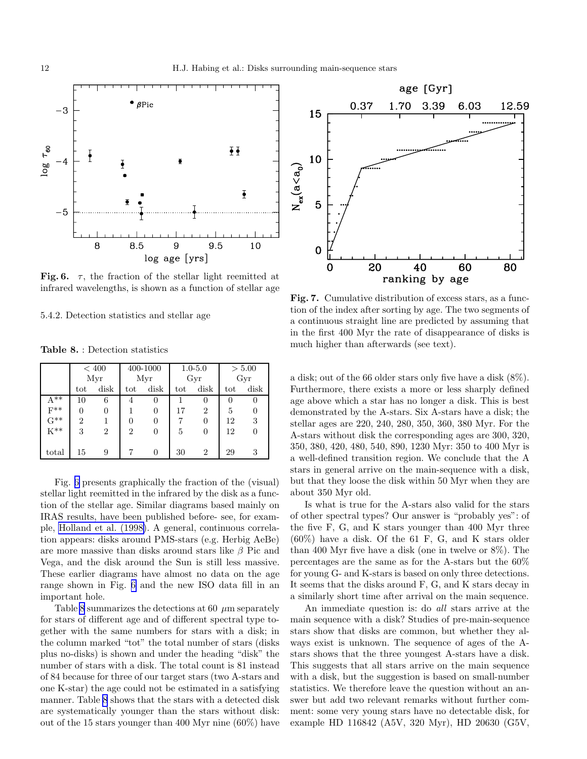**Fig. 6.** $\tau$, the fraction of the stellar light reemitted at infrared wavelengths, is shown as a function of stellar age

**Fig. 7.** Cumulative distribution of excess stars, as a function of the index after sorting by age. The two segments of a continuous straight line are predicted by assuming that in the first 400 Myr the rate of disappearance of disks is much higher than afterwards (see text).

#### 5.4.2. Detection statistics and stellar age

**Table 8.** : Detection statistics

| | < 400 Myr | | 400-1000 Myr | | 1.0-5.0 Gyr | | > 5.00 Gyr | |
|---|---|---|---|---|---|---|---|---|
| | tot | disk | tot | disk | tot | disk | tot | disk |
| A** | 10 | 6 | 4 | 0 | 1 | 0 | 0 | 0 |
| F** | 0 | 0 | 1 | 0 | 17 | 2 | 5 | 0 |
| G** | 2 | 1 | 0 | 0 | 7 | 0 | 12 | 3 |
| K** | 3 | 2 | 2 | 0 | 5 | 0 | 12 | 0 |
| total | 15 | 9 | 7 | 0 | 30 | 2 | 29 | 3 |

Fig. 6 presents graphically the fraction of the (visual) stellar light reemitted in the infrared by the disk as a function of the stellar age. Similar diagrams based mainly on IRAS results, have been published before- see, for example, Holland et al. (1998). A general, continuous correlation appears: disks around PMS-stars (e.g. Herbig AeBe) are more massive than disks around stars like $\beta$ Pic and Vega, and the disk around the Sun is still less massive. These earlier diagrams have almost no data on the age range shown in Fig. 6 and the new ISO data fill in an important hole.

Table 8 summarizes the detections at 60 $\mu$m separately for stars of different age and of different spectral type together with the same numbers for stars with a disk; in the column marked "tot" the total number of stars (disks plus no-disks) is shown and under the heading "disk" the number of stars with a disk. The total count is 81 instead of 84 because for three of our target stars (two A-stars and one K-star) the age could not be estimated in a satisfying manner. Table 8 shows that the stars with a detected disk are systematically younger than the stars without disk: out of the 15 stars younger than 400 Myr nine (60%) have a disk; out of the 66 older stars only five have a disk (8%). Furthermore, there exists a more or less sharply defined age above which a star has no longer a disk. This is best demonstrated by the A-stars. Six A-stars have a disk; the stellar ages are 220, 240, 280, 350, 360, 380 Myr. For the A-stars without disk the corresponding ages are 300, 320, 350, 380, 420, 480, 540, 890, 1230 Myr: 350 to 400 Myr is a well-defined transition region. We conclude that the A stars in general arrive on the main-sequence with a disk, but that they loose the disk within 50 Myr when they are about 350 Myr old.

Is what is true for the A-stars also valid for the stars of other spectral types? Our answer is "probably yes": of the five F, G, and K stars younger than 400 Myr three (60%) have a disk. Of the 61 F, G, and K stars older than 400 Myr five have a disk (one in twelve or 8%). The percentages are the same as for the A-stars but the 60% for young G- and K-stars is based on only three detections. It seems that the disks around F, G, and K stars decay in a similarly short time after arrival on the main sequence.

An immediate question is: do *all* stars arrive at the main sequence with a disk? Studies of pre-main-sequence stars show that disks are common, but whether they always exist is unknown. The sequence of ages of the A-stars shows that the three youngest A-stars have a disk. This suggests that all stars arrive on the main sequence with a disk, but the suggestion is based on small-number statistics. We therefore leave the question without an answer but add two relevant remarks without further comment: some very young stars have no detectable disk, for example HD 116842 (A5V, 320 Myr), HD 20630 (G5V,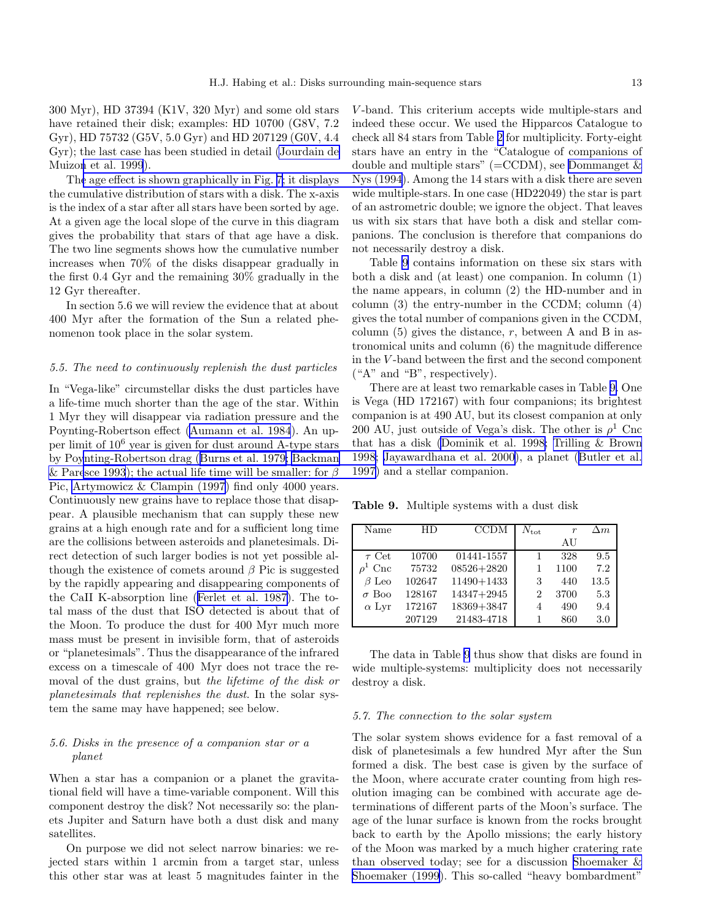300 Myr), HD 37394 (K1V, 320 Myr) and some old stars have retained their disk; examples: HD 10700 (G8V, 7.2 Gyr), HD 75732 (G5V, 5.0 Gyr) and HD 207129 (G0V, 4.4 Gyr); the last case has been studied in detail (Jourdain de Muizon et al. 1999).

The age effect is shown graphically in Fig. 7; it displays the cumulative distribution of stars with a disk. The x-axis is the index of a star after all stars have been sorted by age. At a given age the local slope of the curve in this diagram gives the probability that stars of that age have a disk. The two line segments shows how the cumulative number increases when 70% of the disks disappear gradually in the first 0.4 Gyr and the remaining 30% gradually in the 12 Gyr thereafter.

In section 5.6 we will review the evidence that at about 400 Myr after the formation of the Sun a related phenomenon took place in the solar system.

### 5.5. The need to continuously replenish the dust particles

In "Vega-like" circumstellar disks the dust particles have a life-time much shorter than the age of the star. Within 1 Myr they will disappear via radiation pressure and the Poynting-Robertson effect (Aumann et al. 1984). An upper limit of $10^6$ year is given for dust around A-type stars by Poynting-Robertson drag (Burns et al. 1979; Backman & Paresce 1993); the actual life time will be smaller: for $\beta$ Pic, Artymowicz & Clampin (1997) find only 4000 years. Continuously new grains have to replace those that disappear. A plausible mechanism that can supply these new grains at a high enough rate and for a sufficient long time are the collisions between asteroids and planetesimals. Direct detection of such larger bodies is not yet possible although the existence of comets around $\beta$ Pic is suggested by the rapidly appearing and disappearing components of the CaII K-absorption line (Ferlet et al. 1987). The total mass of the dust that ISO detected is about that of the Moon. To produce the dust for 400 Myr much more mass must be present in invisible form, that of asteroids or "planetesimals". Thus the disappearance of the infrared excess on a timescale of 400 Myr does not trace the removal of the dust grains, but *the lifetime of the disk or planetesimals that replenishes the dust*. In the solar system the same may have happened; see below.

### 5.6. Disks in the presence of a companion star or a planet

When a star has a companion or a planet the gravitational field will have a time-variable component. Will this component destroy the disk? Not necessarily so: the planets Jupiter and Saturn have both a dust disk and many satellites.

On purpose we did not select narrow binaries: we rejected stars within 1 arcmin from a target star, unless this other star was at least 5 magnitudes fainter in the $V$-band. This criterium accepts wide multiple-stars and indeed these occur. We used the Hipparcos Catalogue to check all 84 stars from Table 2 for multiplicity. Forty-eight stars have an entry in the "Catalogue of companions of double and multiple stars" (=CCDM), see Dommanget & Nys (1994). Among the 14 stars with a disk there are seven wide multiple-stars. In one case (HD22049) the star is part of an astrometric double; we ignore the object. That leaves us with six stars that have both a disk and stellar companions. The conclusion is therefore that companions do not necessarily destroy a disk.

Table 9 contains information on these six stars with both a disk and (at least) one companion. In column (1) the name appears, in column (2) the HD-number and in column (3) the entry-number in the CCDM; column (4) gives the total number of companions given in the CCDM, column (5) gives the distance, $r$, between A and B in astronomical units and column (6) the magnitude difference in the $V$-band between the first and the second component ("A" and "B", respectively).

There are at least two remarkable cases in Table 9. One is Vega (HD 172167) with four companions; its brightest companion is at 490 AU, but its closest companion at only 200 AU, just outside of Vega's disk. The other is $\rho^1$ Cnc that has a disk (Dominik et al. 1998; Trilling & Brown 1998; Jayawardhana et al. 2000), a planet (Butler et al. 1997) and a stellar companion.

**Table 9.** Multiple systems with a dust disk

| Name | HD | CCDM | $N_{\rm tot}$ | $r$ AU | $\Delta m$ |
|---|---|---|---|---|---|
| $\tau$ Cet | 10700 | 01441-1557 | 1 | 328 | 9.5 |
| $\rho^1$ Cnc | 75732 | 08526+2820 | 1 | 1100 | 7.2 |
| $\beta$ Leo | 102647 | 11490+1433 | 3 | 440 | 13.5 |
| $\sigma$ Boo | 128167 | 14347+2945 | 2 | 3700 | 5.3 |
| $\alpha$ Lyr | 172167 | 18369+3847 | 4 | 490 | 9.4 |
| | 207129 | 21483-4718 | 1 | 860 | 3.0 |

The data in Table 9 thus show that disks are found in wide multiple-systems: multiplicity does not necessarily destroy a disk.

### 5.7. The connection to the solar system

The solar system shows evidence for a fast removal of a disk of planetesimals a few hundred Myr after the Sun formed a disk. The best case is given by the surface of the Moon, where accurate crater counting from high resolution imaging can be combined with accurate age determinations of different parts of the Moon's surface. The age of the lunar surface is known from the rocks brought back to earth by the Apollo missions; the early history of the Moon was marked by a much higher cratering rate than observed today; see for a discussion Shoemaker & Shoemaker (1999). This so-called "heavy bombardment"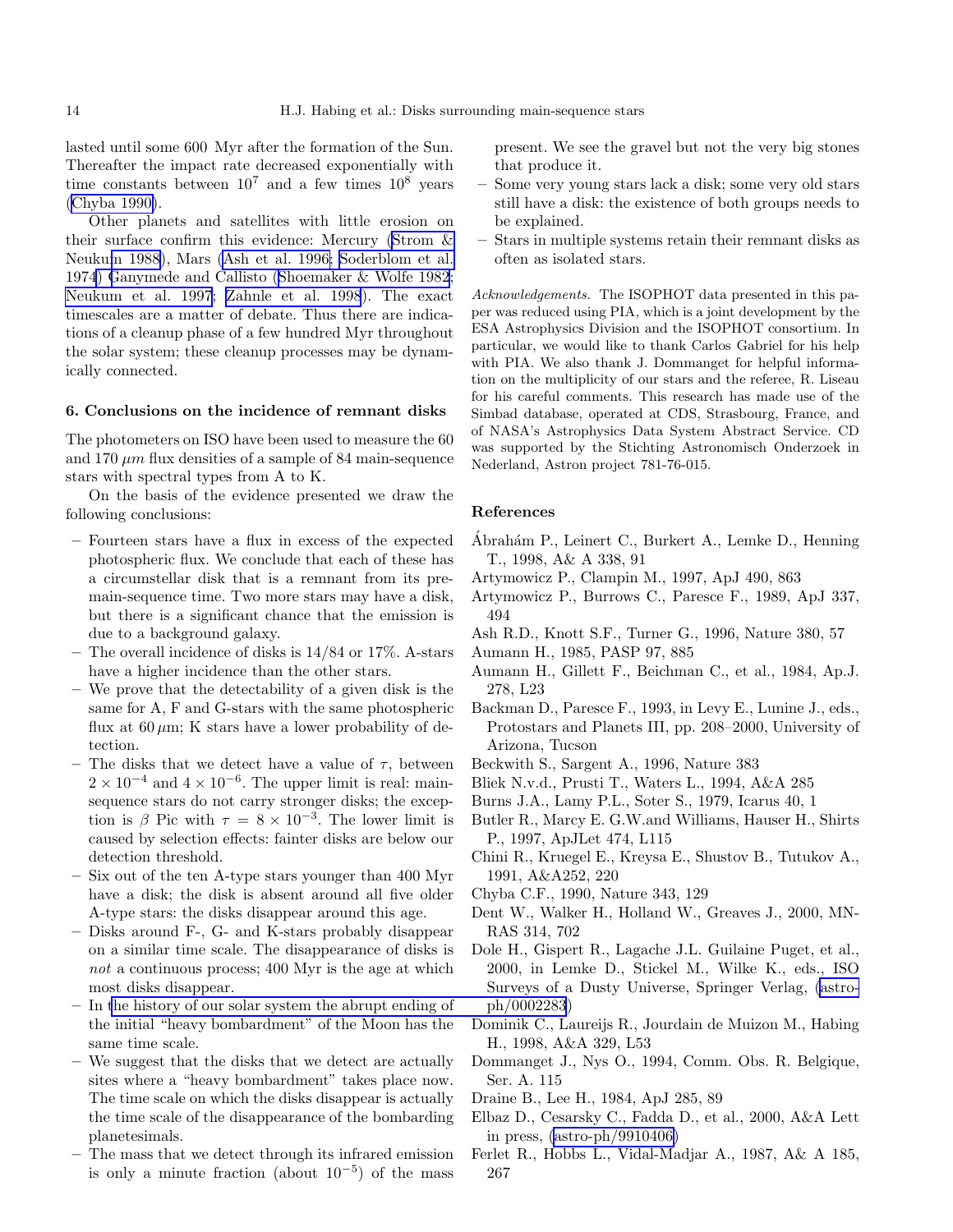lasted until some 600 Myr after the formation of the Sun. Thereafter the impact rate decreased exponentially with time constants between $10^7$ and a few times $10^8$ years (Chyba 1990).

Other planets and satellites with little erosion on their surface confirm this evidence: Mercury (Strom & Neukum 1988), Mars (Ash et al. 1996; Soderblom et al. 1974) Ganymede and Callisto (Shoemaker & Wolfe 1982; Neukum et al. 1997; Zahnle et al. 1998). The exact timescales are a matter of debate. Thus there are indications of a cleanup phase of a few hundred Myr throughout the solar system; these cleanup processes may be dynamically connected.

## 6. Conclusions on the incidence of remnant disks

The photometers on ISO have been used to measure the 60 and 170 $\mu m$ flux densities of a sample of 84 main-sequence stars with spectral types from A to K.

On the basis of the evidence presented we draw the following conclusions:

- Fourteen stars have a flux in excess of the expected photospheric flux. We conclude that each of these has a circumstellar disk that is a remnant from its pre-main-sequence time. Two more stars may have a disk, but there is a significant chance that the emission is due to a background galaxy.
- The overall incidence of disks is 14/84 or 17%. A-stars have a higher incidence than the other stars.
- We prove that the detectability of a given disk is the same for A, F and G-stars with the same photospheric flux at 60 $\mu$m; K stars have a lower probability of detection.
- The disks that we detect have a value of $\tau$, between $2\times10^{-4}$ and $4\times10^{-6}$. The upper limit is real: main-sequence stars do not carry stronger disks; the exception is $\beta$ Pic with $\tau = 8\times10^{-3}$. The lower limit is caused by selection effects: fainter disks are below our detection threshold.
- Six out of the ten A-type stars younger than 400 Myr have a disk; the disk is absent around all five older A-type stars: the disks disappear around this age.
- Disks around F-, G- and K-stars probably disappear on a similar time scale. The disappearance of disks is *not* a continuous process; 400 Myr is the age at which most disks disappear.
- In the history of our solar system the abrupt ending of the initial "heavy bombardment" of the Moon has the same time scale.
- We suggest that the disks that we detect are actually sites where a "heavy bombardment" takes place now. The time scale on which the disks disappear is actually the time scale of the disappearance of the bombarding planetesimals.
- The mass that we detect through its infrared emission is only a minute fraction (about $10^{-5}$) of the mass present. We see the gravel but not the very big stones that produce it.
- Some very young stars lack a disk; some very old stars still have a disk: the existence of both groups needs to be explained.
- Stars in multiple systems retain their remnant disks as often as isolated stars.

*Acknowledgements.* The ISOPHOT data presented in this paper was reduced using PIA, which is a joint development by the ESA Astrophysics Division and the ISOPHOT consortium. In particular, we would like to thank Carlos Gabriel for his help with PIA. We also thank J. Dommanget for helpful information on the multiplicity of our stars and the referee, R. Liseau for his careful comments. This research has made use of the Simbad database, operated at CDS, Strasbourg, France, and of NASA's Astrophysics Data System Abstract Service. CD was supported by the Stichting Astronomisch Onderzoek in Nederland, Astron project 781-76-015.

## References

Ábrahám P., Leinert C., Burkert A., Lemke D., Henning T., 1998, A& A 338, 91

Artymowicz P., Clampin M., 1997, ApJ 490, 863

Artymowicz P., Burrows C., Paresce F., 1989, ApJ 337, 494

Ash R.D., Knott S.F., Turner G., 1996, Nature 380, 57

Aumann H., 1985, PASP 97, 885

Aumann H., Gillett F., Beichman C., et al., 1984, Ap.J. 278, L23

Backman D., Paresce F., 1993, in Levy E., Lunine J., eds., Protostars and Planets III, pp. 208–2000, University of Arizona, Tucson

Beckwith S., Sargent A., 1996, Nature 383

Bliek N.v.d., Prusti T., Waters L., 1994, A&A 285

Burns J.A., Lamy P.L., Soter S., 1979, Icarus 40, 1

Butler R., Marcy E. G.W.and Williams, Hauser H., Shirts P., 1997, ApJLet 474, L115

Chini R., Kruegel E., Kreysa E., Shustov B., Tutukov A., 1991, A&A252, 220

Chyba C.F., 1990, Nature 343, 129

Dent W., Walker H., Holland W., Greaves J., 2000, MNRAS 314, 702

Dole H., Gispert R., Lagache J.L. Guilaine Puget, et al., 2000, in Lemke D., Stickel M., Wilke K., eds., ISO Surveys of a Dusty Universe, Springer Verlag, (astro-ph/0002283)

Dominik C., Laureijs R., Jourdain de Muizon M., Habing H., 1998, A&A 329, L53

Dommanget J., Nys O., 1994, Comm. Obs. R. Belgique, Ser. A. 115

Draine B., Lee H., 1984, ApJ 285, 89

Elbaz D., Cesarsky C., Fadda D., et al., 2000, A&A Lett in press, (astro-ph/9910406)

Ferlet R., Hobbs L., Vidal-Madjar A., 1987, A& A 185, 267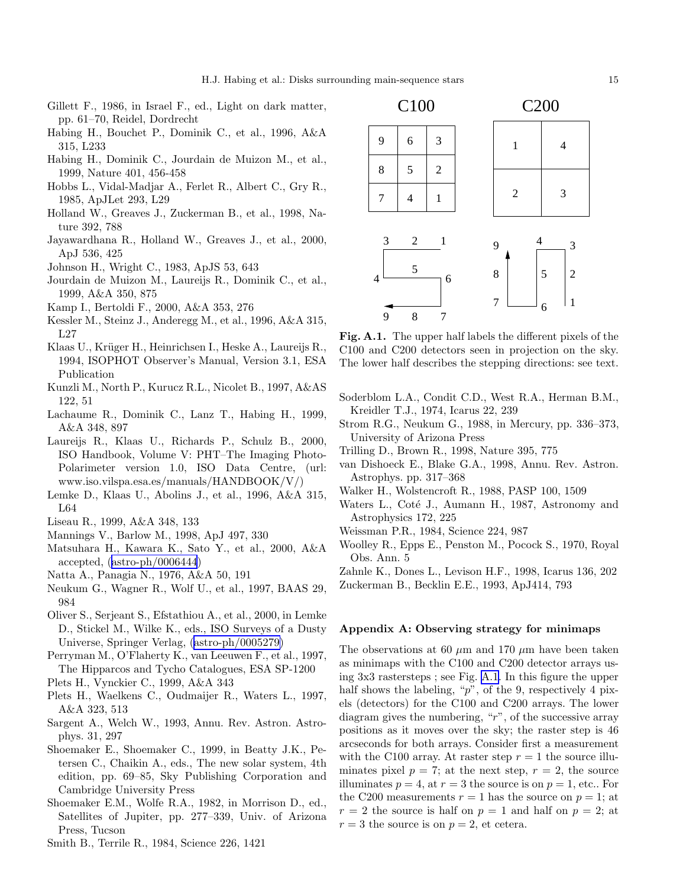Gillett F., 1986, in Israel F., ed., Light on dark matter, pp. 61–70, Reidel, Dordrecht

Habing H., Bouchet P., Dominik C., et al., 1996, A&A 315, L233

Habing H., Dominik C., Jourdain de Muizon M., et al., 1999, Nature 401, 456-458

Hobbs L., Vidal-Madjar A., Ferlet R., Albert C., Gry R., 1985, ApJLet 293, L29

Holland W., Greaves J., Zuckerman B., et al., 1998, Nature 392, 788

Jayawardhana R., Holland W., Greaves J., et al., 2000, ApJ 536, 425

Johnson H., Wright C., 1983, ApJS 53, 643

Jourdain de Muizon M., Laureijs R., Dominik C., et al., 1999, A&A 350, 875

Kamp I., Bertoldi F., 2000, A&A 353, 276

Kessler M., Steinz J., Anderegg M., et al., 1996, A&A 315, L27

Klaas U., Krüger H., Heinrichsen I., Heske A., Laureijs R., 1994, ISOPHOT Observer's Manual, Version 3.1, ESA Publication

Kunzli M., North P., Kurucz R.L., Nicolet B., 1997, A&AS 122, 51

Lachaume R., Dominik C., Lanz T., Habing H., 1999, A&A 348, 897

Laureijs R., Klaas U., Richards P., Schulz B., 2000, ISO Handbook, Volume V: PHT–The Imaging Photo-Polarimeter version 1.0, ISO Data Centre, (url: www.iso.vilspa.esa.es/manuals/HANDBOOK/V/)

Lemke D., Klaas U., Abolins J., et al., 1996, A&A 315, L64

Liseau R., 1999, A&A 348, 133

Mannings V., Barlow M., 1998, ApJ 497, 330

Matsuhara H., Kawara K., Sato Y., et al., 2000, A&A accepted, (astro-ph/0006444)

Natta A., Panagia N., 1976, A&A 50, 191

Neukum G., Wagner R., Wolf U., et al., 1997, BAAS 29, 984

Oliver S., Serjeant S., Efstathiou A., et al., 2000, in Lemke D., Stickel M., Wilke K., eds., ISO Surveys of a Dusty Universe, Springer Verlag, (astro-ph/0005279)

Perryman M., O'Flaherty K., van Leeuwen F., et al., 1997, The Hipparcos and Tycho Catalogues, ESA SP-1200

Plets H., Vynckier C., 1999, A&A 343

Plets H., Waelkens C., Oudmaijer R., Waters L., 1997, A&A 323, 513

Sargent A., Welch W., 1993, Annu. Rev. Astron. Astrophys. 31, 297

Shoemaker E., Shoemaker C., 1999, in Beatty J.K., Petersen C., Chaikin A., eds., The new solar system, 4th edition, pp. 69–85, Sky Publishing Corporation and Cambridge University Press

Shoemaker E.M., Wolfe R.A., 1982, in Morrison D., ed., Satellites of Jupiter, pp. 277–339, Univ. of Arizona Press, Tucson

Smith B., Terrile R., 1984, Science 226, 1421

**Fig. A.1.** The upper half labels the different pixels of the C100 and C200 detectors seen in projection on the sky. The lower half describes the stepping directions: see text.

Soderblom L.A., Condit C.D., West R.A., Herman B.M., Kreidler T.J., 1974, Icarus 22, 239

Strom R.G., Neukum G., 1988, in Mercury, pp. 336–373, University of Arizona Press

Trilling D., Brown R., 1998, Nature 395, 775

van Dishoeck E., Blake G.A., 1998, Annu. Rev. Astron. Astrophys. pp. 317–368

Walker H., Wolstencroft R., 1988, PASP 100, 1509

Waters L., Coté J., Aumann H., 1987, Astronomy and Astrophysics 172, 225

Weissman P.R., 1984, Science 224, 987

Woolley R., Epps E., Penston M., Pocock S., 1970, Royal Obs. Ann. 5

Zahnle K., Dones L., Levison H.F., 1998, Icarus 136, 202

Zuckerman B., Becklin E.E., 1993, ApJ414, 793

## Appendix A: Observing strategy for minimaps

The observations at 60 $\mu$m and 170 $\mu$m have been taken as minimaps with the C100 and C200 detector arrays using 3x3 rastersteps ; see Fig. A.1. In this figure the upper half shows the labeling, "$p$", of the 9, respectively 4 pixels (detectors) for the C100 and C200 arrays. The lower diagram gives the numbering, "$r$", of the successive array positions as it moves over the sky; the raster step is 46 arcseconds for both arrays. Consider first a measurement with the C100 array. At raster step $r = 1$ the source illuminates pixel $p = 7$; at the next step, $r = 2$, the source illuminates $p = 4$, at $r = 3$ the source is on $p = 1$, etc.. For the C200 measurements $r = 1$ has the source on $p = 1$; at $r = 2$ the source is half on $p = 1$ and half on $p = 2$; at $r = 3$ the source is on $p = 2$, et cetera.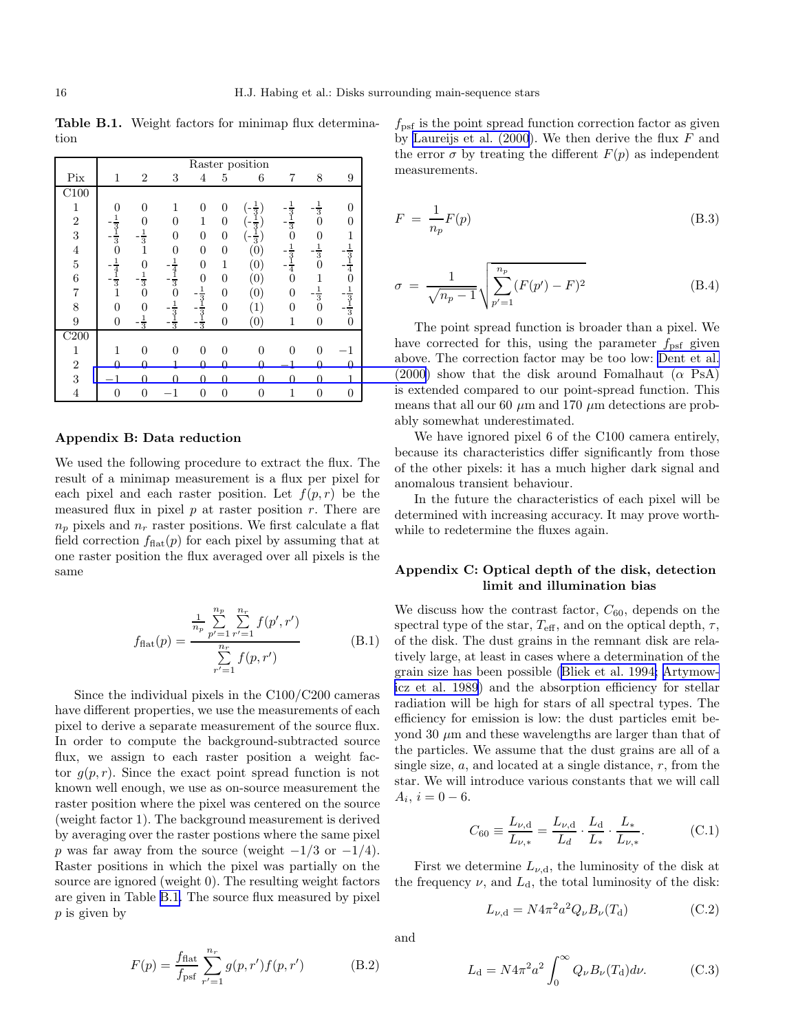**Table B.1.** Weight factors for minimap flux determination

| Pix | Raster position 1 | 2 | 3 | 4 | 5 | 6 | 7 | 8 | 9 |
|---|---|---|---|---|---|---|---|---|---|
| C100 | | | | | | | | | |
| 1 | 0 | 0 | 1 | 0 | 0 | ($-\frac{1}{3}$) | $-\frac{1}{3}$ | $-\frac{1}{3}$ | 0 |
| 2 | $-\frac{1}{3}$ | 0 | 0 | 1 | 0 | ($-\frac{1}{3}$) | $-\frac{1}{3}$ | 0 | 0 |
| 3 | $-\frac{1}{3}$ | $-\frac{1}{3}$ | 0 | 0 | 0 | ($-\frac{1}{3}$) | 0 | 0 | 1 |
| 4 | 0 | 1 | 0 | 0 | 0 | (0) | $-\frac{1}{3}$ | $-\frac{1}{3}$ | $-\frac{1}{3}$ |
| 5 | $-\frac{1}{4}$ | 0 | $-\frac{1}{4}$ | 0 | 1 | (0) | $-\frac{1}{4}$ | 0 | $-\frac{1}{4}$ |
| 6 | $-\frac{1}{3}$ | $-\frac{1}{3}$ | $-\frac{1}{3}$ | 0 | 0 | (0) | 0 | 1 | 0 |
| 7 | 1 | 0 | 0 | $-\frac{1}{3}$ | 0 | (0) | 0 | $-\frac{1}{3}$ | $-\frac{1}{3}$ |
| 8 | 0 | 0 | $-\frac{1}{3}$ | $-\frac{1}{3}$ | 0 | (1) | 0 | 0 | $-\frac{1}{3}$ |
| 9 | 0 | $-\frac{1}{3}$ | $-\frac{1}{3}$ | $-\frac{1}{3}$ | 0 | (0) | 1 | 0 | 0 |
| C200 | | | | | | | | | |
| 1 | 1 | 0 | 0 | 0 | 0 | 0 | 0 | 0 | $-1$ |
| 2 | 0 | 0 | 1 | 0 | 0 | 0 | $-1$ | 0 | 0 |
| 3 | $-1$ | 0 | 0 | 0 | 0 | 0 | 0 | 0 | 1 |
| 4 | 0 | 0 | $-1$ | 0 | 0 | 0 | 1 | 0 | 0 |

## Appendix B: Data reduction

We used the following procedure to extract the flux. The result of a minimap measurement is a flux per pixel for each pixel and each raster position. Let $f(p,r)$ be the measured flux in pixel $p$ at raster position $r$. There are $n_p$ pixels and $n_r$ raster positions. We first calculate a flat field correction $f_{\rm flat}(p)$ for each pixel by assuming that at one raster position the flux averaged over all pixels is the same

$$f_{\rm flat}(p) = \frac{\frac{1}{n_p}\sum\limits_{p'=1}^{n_p}\sum\limits_{r'=1}^{n_r} f(p',r')}{\sum\limits_{r'=1}^{n_r} f(p,r')} \tag{B.1}$$

Since the individual pixels in the C100/C200 cameras have different properties, we use the measurements of each pixel to derive a separate measurement of the source flux. In order to compute the background-subtracted source flux, we assign to each raster position a weight factor $g(p,r)$. Since the exact point spread function is not known well enough, we use as on-source measurement the raster position where the pixel was centered on the source (weight factor 1). The background measurement is derived by averaging over the raster postions where the same pixel $p$ was far away from the source (weight $-1/3$ or $-1/4$). Raster positions in which the pixel was partially on the source are ignored (weight 0). The resulting weight factors are given in Table B.1. The source flux measured by pixel $p$ is given by

$$F(p) = \frac{f_{\rm flat}}{f_{\rm psf}}\sum_{r'=1}^{n_r} g(p,r')f(p,r') \tag{B.2}$$

$f_{\rm psf}$ is the point spread function correction factor as given by Laureijs et al. (2000). We then derive the flux $F$ and the error $\sigma$ by treating the different $F(p)$ as independent measurements.

$$F = \frac{1}{n_p}F(p) \tag{B.3}$$

$$\sigma = \frac{1}{\sqrt{n_p-1}}\sqrt{\sum_{p'=1}^{n_p}(F(p')-F)^2} \tag{B.4}$$

The point spread function is broader than a pixel. We have corrected for this, using the parameter $f_{\rm psf}$ given above. The correction factor may be too low: Dent et al. (2000) show that the disk around Fomalhaut ($\alpha$ PsA) is extended compared to our point-spread function. This means that all our 60 $\mu$m and 170 $\mu$m detections are probably somewhat underestimated.

We have ignored pixel 6 of the C100 camera entirely, because its characteristics differ significantly from those of the other pixels: it has a much higher dark signal and anomalous transient behaviour.

In the future the characteristics of each pixel will be determined with increasing accuracy. It may prove worthwhile to redetermine the fluxes again.

## Appendix C: Optical depth of the disk, detection limit and illumination bias

We discuss how the contrast factor, $C_{60}$, depends on the spectral type of the star, $T_{\rm eff}$, and on the optical depth, $\tau$, of the disk. The dust grains in the remnant disk are relatively large, at least in cases where a determination of the grain size has been possible (Bliek et al. 1994; Artymowicz et al. 1989) and the absorption efficiency for stellar radiation will be high for stars of all spectral types. The efficiency for emission is low: the dust particles emit beyond 30 $\mu$m and these wavelengths are larger than that of the particles. We assume that the dust grains are all of a single size, $a$, and located at a single distance, $r$, from the star. We will introduce various constants that we will call $A_i$, $i = 0-6$.

$$C_{60} \equiv \frac{L_{\nu,{\rm d}}}{L_{\nu,*}} = \frac{L_{\nu,{\rm d}}}{L_d}\cdot\frac{L_{\rm d}}{L_*}\cdot\frac{L_*}{L_{\nu,*}}. \tag{C.1}$$

First we determine $L_{\nu,{\rm d}}$, the luminosity of the disk at the frequency $\nu$, and $L_{\rm d}$, the total luminosity of the disk:

$$L_{\nu,{\rm d}} = N4\pi^2a^2Q_\nu B_\nu(T_{\rm d}) \tag{C.2}$$

and

$$L_{\rm d} = N4\pi^2a^2\int_0^\infty Q_\nu B_\nu(T_{\rm d})d\nu. \tag{C.3}$$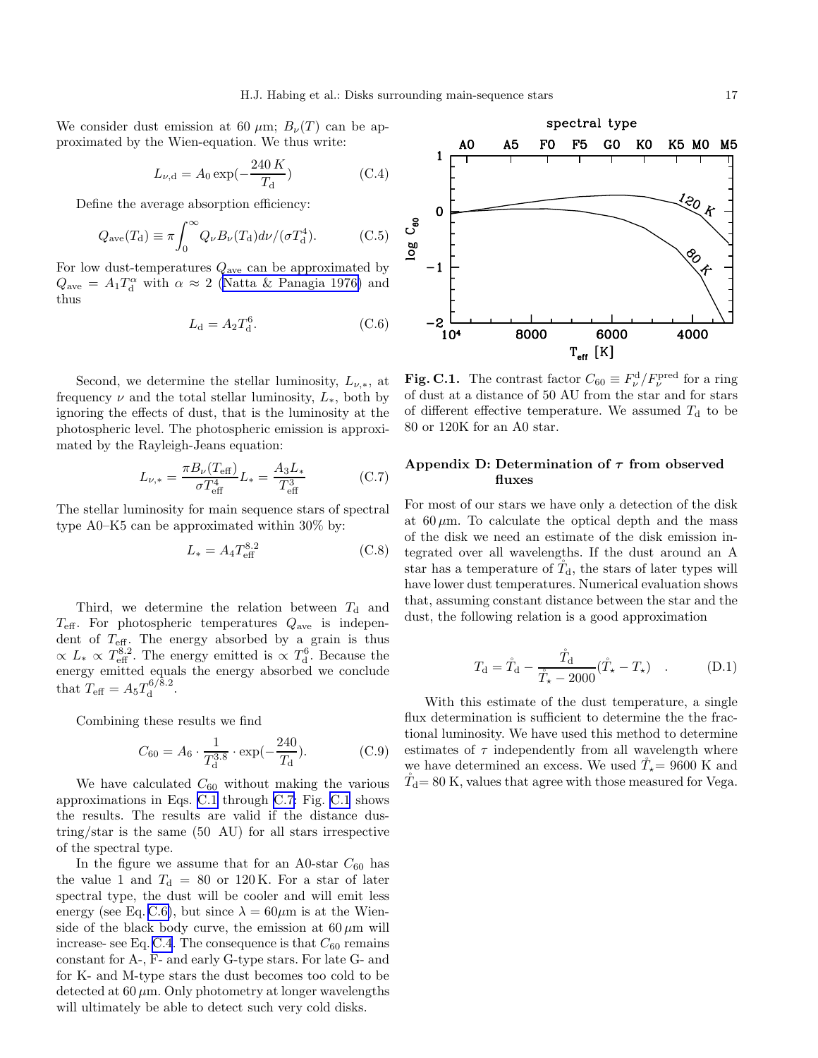We consider dust emission at 60 $\mu$m; $B_\nu(T)$ can be approximated by the Wien-equation. We thus write:

$$L_{\nu,\mathrm{d}} = A_0 \exp(-\frac{240\,K}{T_\mathrm{d}}) \tag{C.4}$$

Define the average absorption efficiency:

$$Q_\mathrm{ave}(T_\mathrm{d}) \equiv \pi \int_0^\infty Q_\nu B_\nu(T_\mathrm{d}) d\nu / (\sigma T_\mathrm{d}^4). \tag{C.5}$$

For low dust-temperatures $Q_\mathrm{ave}$ can be approximated by $Q_\mathrm{ave} = A_1 T_\mathrm{d}^\alpha$ with $\alpha \approx 2$ (Natta & Panagia 1976) and thus

$$L_\mathrm{d} = A_2 T_\mathrm{d}^6. \tag{C.6}$$

Second, we determine the stellar luminosity, $L_{\nu,*}$, at frequency $\nu$ and the total stellar luminosity, $L_*$, both by ignoring the effects of dust, that is the luminosity at the photospheric level. The photospheric emission is approximated by the Rayleigh-Jeans equation:

$$L_{\nu,*} = \frac{\pi B_\nu(T_\mathrm{eff})}{\sigma T_\mathrm{eff}^4} L_* = \frac{A_3 L_*}{T_\mathrm{eff}^3} \tag{C.7}$$

The stellar luminosity for main sequence stars of spectral type A0–K5 can be approximated within 30% by:

$$L_* = A_4 T_\mathrm{eff}^{8.2} \tag{C.8}$$

Third, we determine the relation between $T_\mathrm{d}$ and $T_\mathrm{eff}$. For photospheric temperatures $Q_\mathrm{ave}$ is independent of $T_\mathrm{eff}$. The energy absorbed by a grain is thus $\propto L_* \propto T_\mathrm{eff}^{8.2}$. The energy emitted is $\propto T_\mathrm{d}^6$. Because the energy emitted equals the energy absorbed we conclude that $T_\mathrm{eff} = A_5 T_\mathrm{d}^{6/8.2}$.

Combining these results we find

$$C_{60} = A_6 \cdot \frac{1}{T_\mathrm{d}^{3.8}} \cdot \exp(-\frac{240}{T_\mathrm{d}}). \tag{C.9}$$

We have calculated $C_{60}$ without making the various approximations in Eqs. C.1 through C.7; Fig. C.1 shows the results. The results are valid if the distance dust-ring/star is the same (50 AU) for all stars irrespective of the spectral type.

In the figure we assume that for an A0-star $C_{60}$ has the value 1 and $T_\mathrm{d}$ = 80 or 120 K. For a star of later spectral type, the dust will be cooler and will emit less energy (see Eq. C.6), but since $\lambda = 60\mu$m is at the Wien-side of the black body curve, the emission at 60 $\mu$m will increase- see Eq. C.4. The consequence is that $C_{60}$ remains constant for A-, F- and early G-type stars. For late G- and for K- and M-type stars the dust becomes too cold to be detected at 60 $\mu$m. Only photometry at longer wavelengths will ultimately be able to detect such very cold disks.

spectral type

A0 A5 F0 F5 G0 K0 K5 M0 M5

log $C_{60}$

1 0 −1 −2

120 K

80 K

$10^4$ 8000 6000 4000

$T_\mathrm{eff}$ [K]

**Fig. C.1.** The contrast factor $C_{60} \equiv F_\nu^\mathrm{d} / F_\nu^\mathrm{pred}$ for a ring of dust at a distance of 50 AU from the star and for stars of different effective temperature. We assumed $T_\mathrm{d}$ to be 80 or 120K for an A0 star.

## Appendix D: Determination of $\tau$ from observed fluxes

For most of our stars we have only a detection of the disk at 60 $\mu$m. To calculate the optical depth and the mass of the disk we need an estimate of the disk emission integrated over all wavelengths. If the dust around an A star has a temperature of $\mathring{T}_\mathrm{d}$, the stars of later types will have lower dust temperatures. Numerical evaluation shows that, assuming constant distance between the star and the dust, the following relation is a good approximation

$$T_\mathrm{d} = \mathring{T}_\mathrm{d} - \frac{\mathring{T}_\mathrm{d}}{\mathring{T}_\star - 2000} (\mathring{T}_\star - T_\star) \quad . \tag{D.1}$$

With this estimate of the dust temperature, a single flux determination is sufficient to determine the the fractional luminosity. We have used this method to determine estimates of $\tau$ independently from all wavelength where we have determined an excess. We used $\mathring{T}_\star$= 9600 K and $\mathring{T}_\mathrm{d}$= 80 K, values that agree with those measured for Vega.